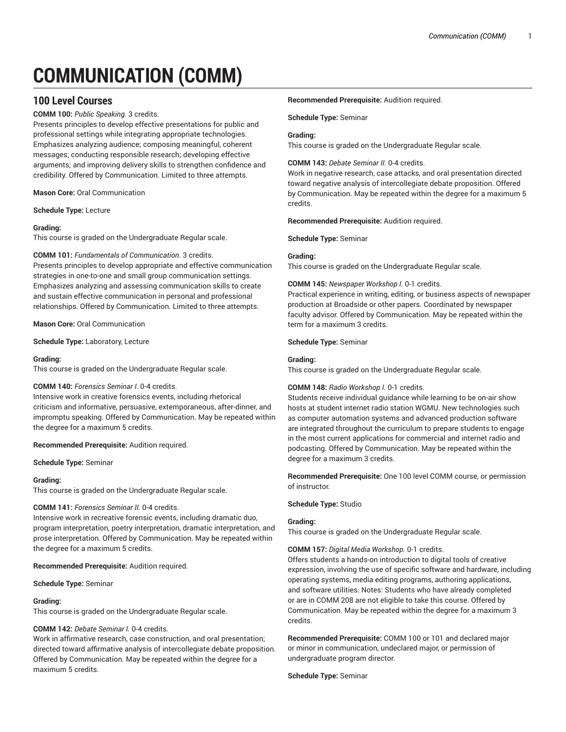# COMMUNICATION (COMM)

## 100 Level Courses

**COMM 100:** *Public Speaking.* 3 credits.
Presents principles to develop effective presentations for public and professional settings while integrating appropriate technologies. Emphasizes analyzing audience; composing meaningful, coherent messages; conducting responsible research; developing effective arguments; and improving delivery skills to strengthen confidence and credibility. Offered by Communication. Limited to three attempts.

**Mason Core:** Oral Communication

**Schedule Type:** Lecture

**Grading:**
This course is graded on the Undergraduate Regular scale.

**COMM 101:** *Fundamentals of Communication.* 3 credits.
Presents principles to develop appropriate and effective communication strategies in one-to-one and small group communication settings. Emphasizes analyzing and assessing communication skills to create and sustain effective communication in personal and professional relationships. Offered by Communication. Limited to three attempts.

**Mason Core:** Oral Communication

**Schedule Type:** Laboratory, Lecture

**Grading:**
This course is graded on the Undergraduate Regular scale.

**COMM 140:** *Forensics Seminar I.* 0-4 credits.
Intensive work in creative forensics events, including rhetorical criticism and informative, persuasive, extemporaneous, after-dinner, and impromptu speaking. Offered by Communication. May be repeated within the degree for a maximum 5 credits.

**Recommended Prerequisite:** Audition required.

**Schedule Type:** Seminar

**Grading:**
This course is graded on the Undergraduate Regular scale.

**COMM 141:** *Forensics Seminar II.* 0-4 credits.
Intensive work in recreative forensic events, including dramatic duo, program interpretation, poetry interpretation, dramatic interpretation, and prose interpretation. Offered by Communication. May be repeated within the degree for a maximum 5 credits.

**Recommended Prerequisite:** Audition required.

**Schedule Type:** Seminar

**Grading:**
This course is graded on the Undergraduate Regular scale.

**COMM 142:** *Debate Seminar I.* 0-4 credits.
Work in affirmative research, case construction, and oral presentation; directed toward affirmative analysis of intercollegiate debate proposition. Offered by Communication. May be repeated within the degree for a maximum 5 credits.

**Recommended Prerequisite:** Audition required.

**Schedule Type:** Seminar

**Grading:**
This course is graded on the Undergraduate Regular scale.

**COMM 143:** *Debate Seminar II.* 0-4 credits.
Work in negative research, case attacks, and oral presentation directed toward negative analysis of intercollegiate debate proposition. Offered by Communication. May be repeated within the degree for a maximum 5 credits.

**Recommended Prerequisite:** Audition required.

**Schedule Type:** Seminar

**Grading:**
This course is graded on the Undergraduate Regular scale.

**COMM 145:** *Newspaper Workshop I.* 0-1 credits.
Practical experience in writing, editing, or business aspects of newspaper production at Broadside or other papers. Coordinated by newspaper faculty advisor. Offered by Communication. May be repeated within the term for a maximum 3 credits.

**Schedule Type:** Seminar

**Grading:**
This course is graded on the Undergraduate Regular scale.

**COMM 148:** *Radio Workshop I.* 0-1 credits.
Students receive individual guidance while learning to be on-air show hosts at student internet radio station WGMU. New technologies such as computer automation systems and advanced production software are integrated throughout the curriculum to prepare students to engage in the most current applications for commercial and internet radio and podcasting. Offered by Communication. May be repeated within the degree for a maximum 3 credits.

**Recommended Prerequisite:** One 100 level COMM course, or permission of instructor.

**Schedule Type:** Studio

**Grading:**
This course is graded on the Undergraduate Regular scale.

**COMM 157:** *Digital Media Workshop.* 0-1 credits.
Offers students a hands-on introduction to digital tools of creative expression, involving the use of specific software and hardware, including operating systems, media editing programs, authoring applications, and software utilities. Notes: Students who have already completed or are in COMM 208 are not eligible to take this course. Offered by Communication. May be repeated within the degree for a maximum 3 credits.

**Recommended Prerequisite:** COMM 100 or 101 and declared major or minor in communication, undeclared major, or permission of undergraduate program director.

**Schedule Type:** Seminar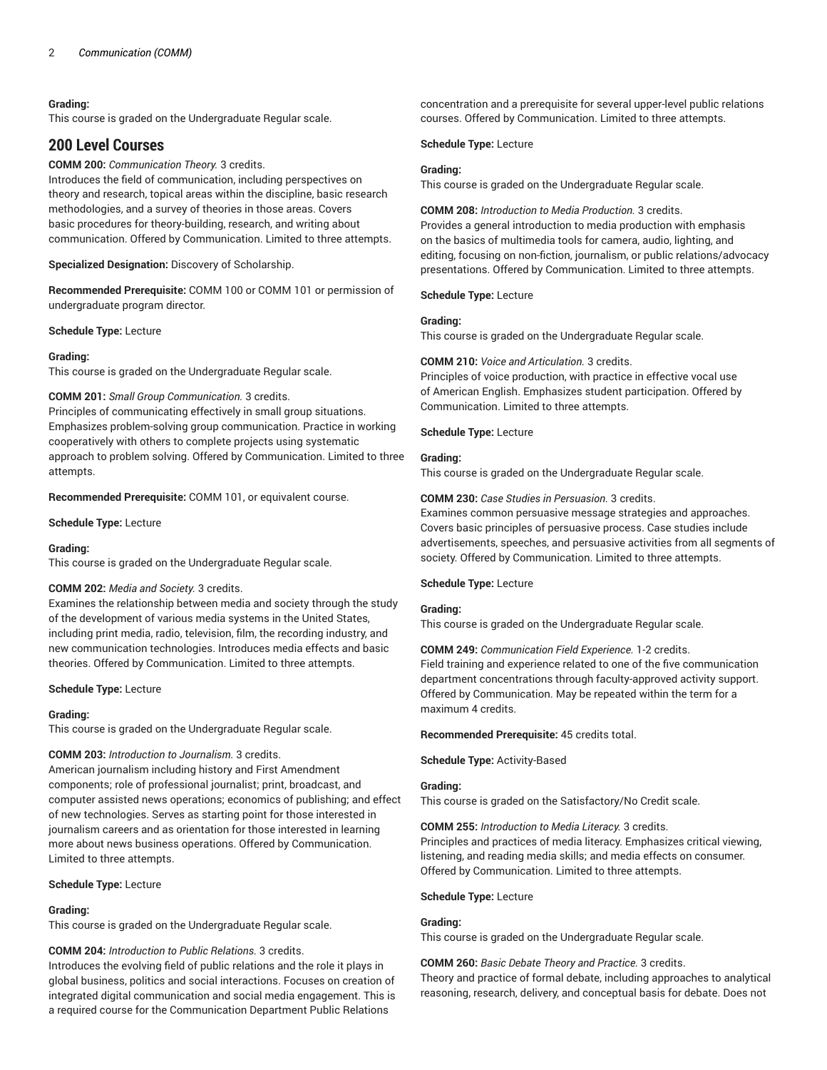**Grading:**
This course is graded on the Undergraduate Regular scale.

## 200 Level Courses

**COMM 200:** *Communication Theory.* 3 credits.
Introduces the field of communication, including perspectives on theory and research, topical areas within the discipline, basic research methodologies, and a survey of theories in those areas. Covers basic procedures for theory-building, research, and writing about communication. Offered by Communication. Limited to three attempts.

**Specialized Designation:** Discovery of Scholarship.

**Recommended Prerequisite:** COMM 100 or COMM 101 or permission of undergraduate program director.

**Schedule Type:** Lecture

**Grading:**
This course is graded on the Undergraduate Regular scale.

**COMM 201:** *Small Group Communication.* 3 credits.
Principles of communicating effectively in small group situations. Emphasizes problem-solving group communication. Practice in working cooperatively with others to complete projects using systematic approach to problem solving. Offered by Communication. Limited to three attempts.

**Recommended Prerequisite:** COMM 101, or equivalent course.

**Schedule Type:** Lecture

**Grading:**
This course is graded on the Undergraduate Regular scale.

**COMM 202:** *Media and Society.* 3 credits.
Examines the relationship between media and society through the study of the development of various media systems in the United States, including print media, radio, television, film, the recording industry, and new communication technologies. Introduces media effects and basic theories. Offered by Communication. Limited to three attempts.

**Schedule Type:** Lecture

**Grading:**
This course is graded on the Undergraduate Regular scale.

**COMM 203:** *Introduction to Journalism.* 3 credits.
American journalism including history and First Amendment components; role of professional journalist; print, broadcast, and computer assisted news operations; economics of publishing; and effect of new technologies. Serves as starting point for those interested in journalism careers and as orientation for those interested in learning more about news business operations. Offered by Communication. Limited to three attempts.

**Schedule Type:** Lecture

**Grading:**
This course is graded on the Undergraduate Regular scale.

**COMM 204:** *Introduction to Public Relations.* 3 credits.
Introduces the evolving field of public relations and the role it plays in global business, politics and social interactions. Focuses on creation of integrated digital communication and social media engagement. This is a required course for the Communication Department Public Relations concentration and a prerequisite for several upper-level public relations courses. Offered by Communication. Limited to three attempts.

**Schedule Type:** Lecture

**Grading:**
This course is graded on the Undergraduate Regular scale.

**COMM 208:** *Introduction to Media Production.* 3 credits.
Provides a general introduction to media production with emphasis on the basics of multimedia tools for camera, audio, lighting, and editing, focusing on non-fiction, journalism, or public relations/advocacy presentations. Offered by Communication. Limited to three attempts.

**Schedule Type:** Lecture

**Grading:**
This course is graded on the Undergraduate Regular scale.

**COMM 210:** *Voice and Articulation.* 3 credits.
Principles of voice production, with practice in effective vocal use of American English. Emphasizes student participation. Offered by Communication. Limited to three attempts.

**Schedule Type:** Lecture

**Grading:**
This course is graded on the Undergraduate Regular scale.

**COMM 230:** *Case Studies in Persuasion.* 3 credits.
Examines common persuasive message strategies and approaches. Covers basic principles of persuasive process. Case studies include advertisements, speeches, and persuasive activities from all segments of society. Offered by Communication. Limited to three attempts.

**Schedule Type:** Lecture

**Grading:**
This course is graded on the Undergraduate Regular scale.

**COMM 249:** *Communication Field Experience.* 1-2 credits.
Field training and experience related to one of the five communication department concentrations through faculty-approved activity support. Offered by Communication. May be repeated within the term for a maximum 4 credits.

**Recommended Prerequisite:** 45 credits total.

**Schedule Type:** Activity-Based

**Grading:**
This course is graded on the Satisfactory/No Credit scale.

**COMM 255:** *Introduction to Media Literacy.* 3 credits.
Principles and practices of media literacy. Emphasizes critical viewing, listening, and reading media skills; and media effects on consumer. Offered by Communication. Limited to three attempts.

**Schedule Type:** Lecture

**Grading:**
This course is graded on the Undergraduate Regular scale.

**COMM 260:** *Basic Debate Theory and Practice.* 3 credits.
Theory and practice of formal debate, including approaches to analytical reasoning, research, delivery, and conceptual basis for debate. Does not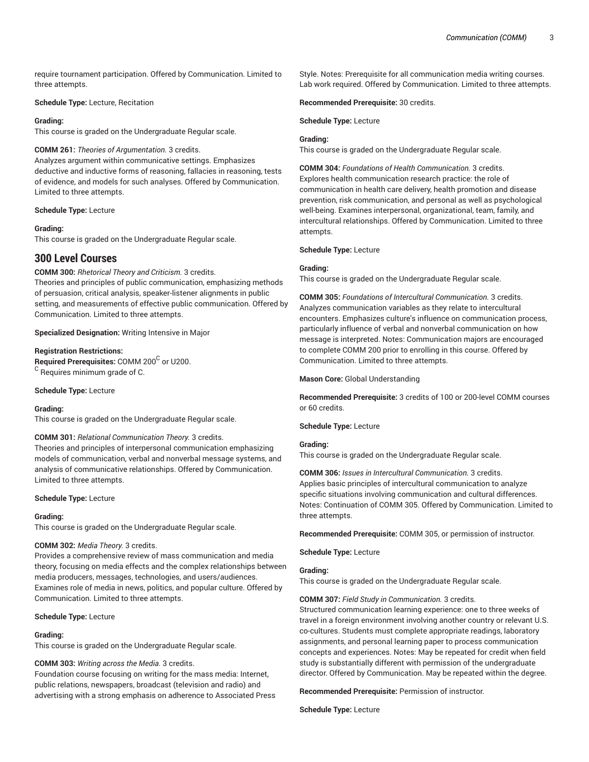require tournament participation. Offered by Communication. Limited to three attempts.

**Schedule Type:** Lecture, Recitation

**Grading:**
This course is graded on the Undergraduate Regular scale.

**COMM 261:** *Theories of Argumentation.* 3 credits.
Analyzes argument within communicative settings. Emphasizes deductive and inductive forms of reasoning, fallacies in reasoning, tests of evidence, and models for such analyses. Offered by Communication. Limited to three attempts.

**Schedule Type:** Lecture

**Grading:**
This course is graded on the Undergraduate Regular scale.

## 300 Level Courses

**COMM 300:** *Rhetorical Theory and Criticism.* 3 credits.
Theories and principles of public communication, emphasizing methods of persuasion, critical analysis, speaker-listener alignments in public setting, and measurements of effective public communication. Offered by Communication. Limited to three attempts.

**Specialized Designation:** Writing Intensive in Major

**Registration Restrictions:**
**Required Prerequisites:** COMM 200[C] or U200.
[C] Requires minimum grade of C.

**Schedule Type:** Lecture

**Grading:**
This course is graded on the Undergraduate Regular scale.

**COMM 301:** *Relational Communication Theory.* 3 credits.
Theories and principles of interpersonal communication emphasizing models of communication, verbal and nonverbal message systems, and analysis of communicative relationships. Offered by Communication. Limited to three attempts.

**Schedule Type:** Lecture

**Grading:**
This course is graded on the Undergraduate Regular scale.

**COMM 302:** *Media Theory.* 3 credits.
Provides a comprehensive review of mass communication and media theory, focusing on media effects and the complex relationships between media producers, messages, technologies, and users/audiences. Examines role of media in news, politics, and popular culture. Offered by Communication. Limited to three attempts.

**Schedule Type:** Lecture

**Grading:**
This course is graded on the Undergraduate Regular scale.

**COMM 303:** *Writing across the Media.* 3 credits.
Foundation course focusing on writing for the mass media: Internet, public relations, newspapers, broadcast (television and radio) and advertising with a strong emphasis on adherence to Associated Press Style. Notes: Prerequisite for all communication media writing courses. Lab work required. Offered by Communication. Limited to three attempts.

**Recommended Prerequisite:** 30 credits.

**Schedule Type:** Lecture

**Grading:**
This course is graded on the Undergraduate Regular scale.

**COMM 304:** *Foundations of Health Communication.* 3 credits.
Explores health communication research practice: the role of communication in health care delivery, health promotion and disease prevention, risk communication, and personal as well as psychological well-being. Examines interpersonal, organizational, team, family, and intercultural relationships. Offered by Communication. Limited to three attempts.

**Schedule Type:** Lecture

**Grading:**
This course is graded on the Undergraduate Regular scale.

**COMM 305:** *Foundations of Intercultural Communication.* 3 credits.
Analyzes communication variables as they relate to intercultural encounters. Emphasizes culture's influence on communication process, particularly influence of verbal and nonverbal communication on how message is interpreted. Notes: Communication majors are encouraged to complete COMM 200 prior to enrolling in this course. Offered by Communication. Limited to three attempts.

**Mason Core:** Global Understanding

**Recommended Prerequisite:** 3 credits of 100 or 200-level COMM courses or 60 credits.

**Schedule Type:** Lecture

**Grading:**
This course is graded on the Undergraduate Regular scale.

**COMM 306:** *Issues in Intercultural Communication.* 3 credits.
Applies basic principles of intercultural communication to analyze specific situations involving communication and cultural differences. Notes: Continuation of COMM 305. Offered by Communication. Limited to three attempts.

**Recommended Prerequisite:** COMM 305, or permission of instructor.

**Schedule Type:** Lecture

**Grading:**
This course is graded on the Undergraduate Regular scale.

**COMM 307:** *Field Study in Communication.* 3 credits.
Structured communication learning experience: one to three weeks of travel in a foreign environment involving another country or relevant U.S. co-cultures. Students must complete appropriate readings, laboratory assignments, and personal learning paper to process communication concepts and experiences. Notes: May be repeated for credit when field study is substantially different with permission of the undergraduate director. Offered by Communication. May be repeated within the degree.

**Recommended Prerequisite:** Permission of instructor.

**Schedule Type:** Lecture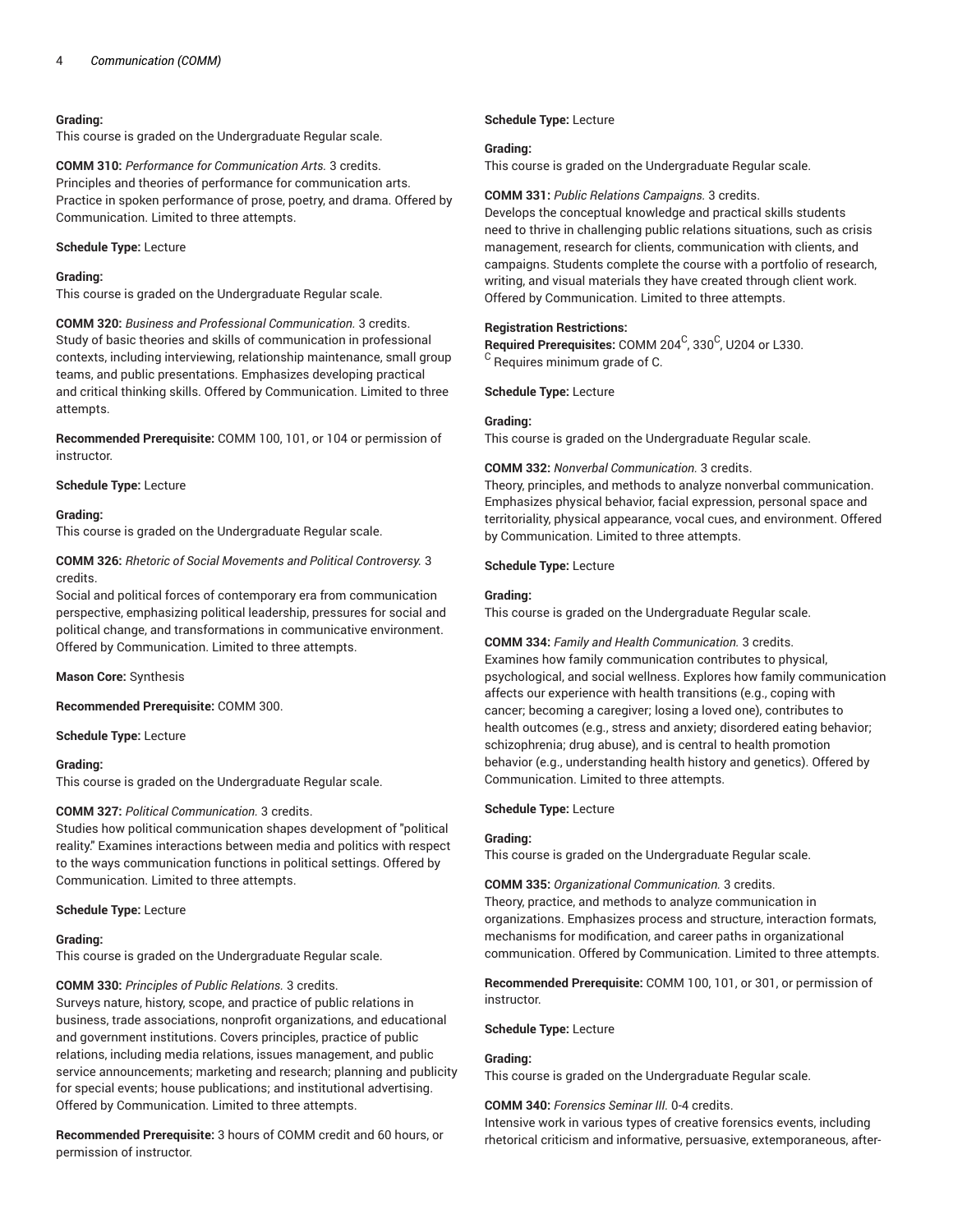**Grading:**
This course is graded on the Undergraduate Regular scale.

**COMM 310:** *Performance for Communication Arts.* 3 credits.
Principles and theories of performance for communication arts. Practice in spoken performance of prose, poetry, and drama. Offered by Communication. Limited to three attempts.

**Schedule Type:** Lecture

**Grading:**
This course is graded on the Undergraduate Regular scale.

**COMM 320:** *Business and Professional Communication.* 3 credits.
Study of basic theories and skills of communication in professional contexts, including interviewing, relationship maintenance, small group teams, and public presentations. Emphasizes developing practical and critical thinking skills. Offered by Communication. Limited to three attempts.

**Recommended Prerequisite:** COMM 100, 101, or 104 or permission of instructor.

**Schedule Type:** Lecture

**Grading:**
This course is graded on the Undergraduate Regular scale.

**COMM 326:** *Rhetoric of Social Movements and Political Controversy.* 3 credits.
Social and political forces of contemporary era from communication perspective, emphasizing political leadership, pressures for social and political change, and transformations in communicative environment. Offered by Communication. Limited to three attempts.

**Mason Core:** Synthesis

**Recommended Prerequisite:** COMM 300.

**Schedule Type:** Lecture

**Grading:**
This course is graded on the Undergraduate Regular scale.

**COMM 327:** *Political Communication.* 3 credits.
Studies how political communication shapes development of "political reality." Examines interactions between media and politics with respect to the ways communication functions in political settings. Offered by Communication. Limited to three attempts.

**Schedule Type:** Lecture

**Grading:**
This course is graded on the Undergraduate Regular scale.

**COMM 330:** *Principles of Public Relations.* 3 credits.
Surveys nature, history, scope, and practice of public relations in business, trade associations, nonprofit organizations, and educational and government institutions. Covers principles, practice of public relations, including media relations, issues management, and public service announcements; marketing and research; planning and publicity for special events; house publications; and institutional advertising. Offered by Communication. Limited to three attempts.

**Recommended Prerequisite:** 3 hours of COMM credit and 60 hours, or permission of instructor.

**Schedule Type:** Lecture

**Grading:**
This course is graded on the Undergraduate Regular scale.

**COMM 331:** *Public Relations Campaigns.* 3 credits.
Develops the conceptual knowledge and practical skills students need to thrive in challenging public relations situations, such as crisis management, research for clients, communication with clients, and campaigns. Students complete the course with a portfolio of research, writing, and visual materials they have created through client work. Offered by Communication. Limited to three attempts.

**Registration Restrictions:**
**Required Prerequisites:** COMM 204[C], 330[C], U204 or L330.
[C] Requires minimum grade of C.

**Schedule Type:** Lecture

**Grading:**
This course is graded on the Undergraduate Regular scale.

**COMM 332:** *Nonverbal Communication.* 3 credits.
Theory, principles, and methods to analyze nonverbal communication. Emphasizes physical behavior, facial expression, personal space and territoriality, physical appearance, vocal cues, and environment. Offered by Communication. Limited to three attempts.

**Schedule Type:** Lecture

**Grading:**
This course is graded on the Undergraduate Regular scale.

**COMM 334:** *Family and Health Communication.* 3 credits.
Examines how family communication contributes to physical, psychological, and social wellness. Explores how family communication affects our experience with health transitions (e.g., coping with cancer; becoming a caregiver; losing a loved one), contributes to health outcomes (e.g., stress and anxiety; disordered eating behavior; schizophrenia; drug abuse), and is central to health promotion behavior (e.g., understanding health history and genetics). Offered by Communication. Limited to three attempts.

**Schedule Type:** Lecture

**Grading:**
This course is graded on the Undergraduate Regular scale.

**COMM 335:** *Organizational Communication.* 3 credits.
Theory, practice, and methods to analyze communication in organizations. Emphasizes process and structure, interaction formats, mechanisms for modification, and career paths in organizational communication. Offered by Communication. Limited to three attempts.

**Recommended Prerequisite:** COMM 100, 101, or 301, or permission of instructor.

**Schedule Type:** Lecture

**Grading:**
This course is graded on the Undergraduate Regular scale.

**COMM 340:** *Forensics Seminar III.* 0-4 credits.
Intensive work in various types of creative forensics events, including rhetorical criticism and informative, persuasive, extemporaneous, after-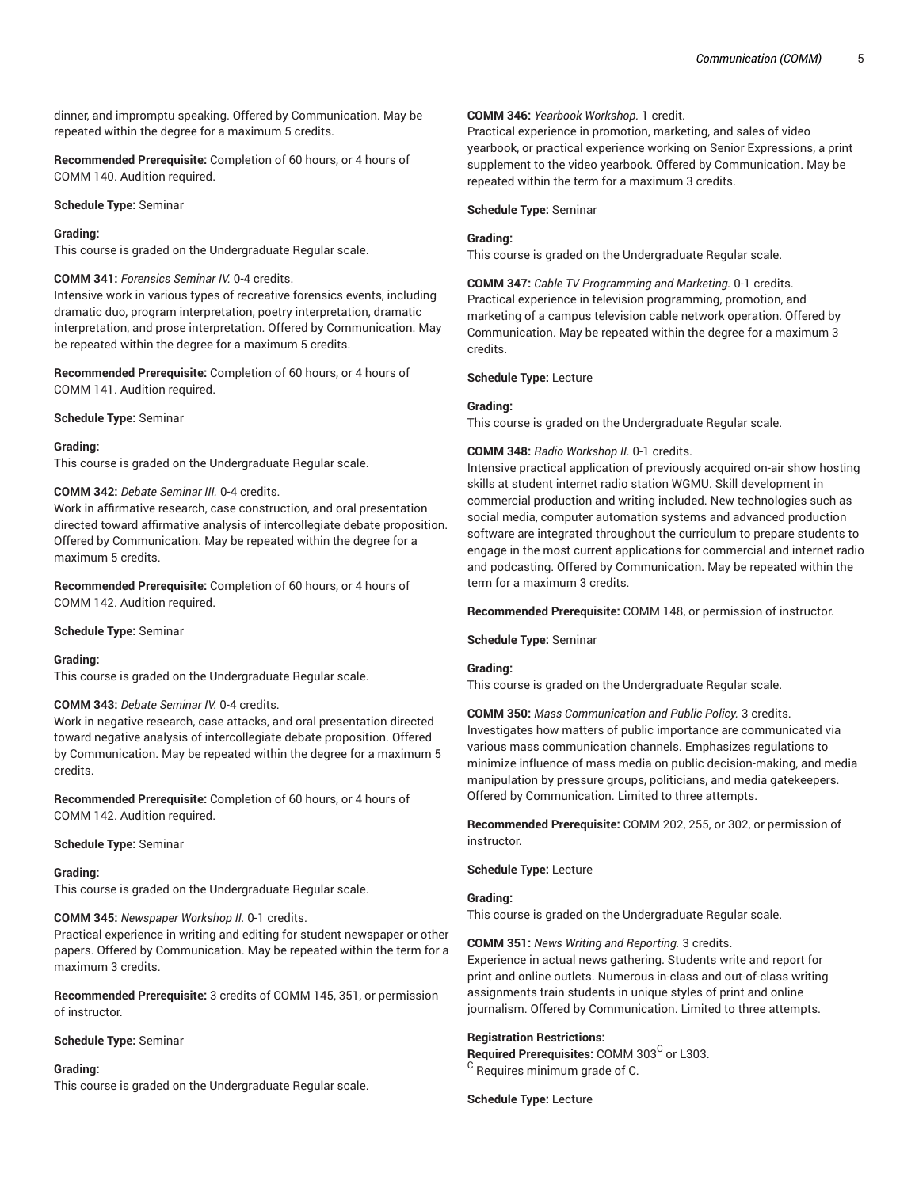dinner, and impromptu speaking. Offered by Communication. May be repeated within the degree for a maximum 5 credits.

**Recommended Prerequisite:** Completion of 60 hours, or 4 hours of COMM 140. Audition required.

**Schedule Type:** Seminar

**Grading:**
This course is graded on the Undergraduate Regular scale.

**COMM 341:** *Forensics Seminar IV.* 0-4 credits.
Intensive work in various types of recreative forensics events, including dramatic duo, program interpretation, poetry interpretation, dramatic interpretation, and prose interpretation. Offered by Communication. May be repeated within the degree for a maximum 5 credits.

**Recommended Prerequisite:** Completion of 60 hours, or 4 hours of COMM 141. Audition required.

**Schedule Type:** Seminar

**Grading:**
This course is graded on the Undergraduate Regular scale.

**COMM 342:** *Debate Seminar III.* 0-4 credits.
Work in affirmative research, case construction, and oral presentation directed toward affirmative analysis of intercollegiate debate proposition. Offered by Communication. May be repeated within the degree for a maximum 5 credits.

**Recommended Prerequisite:** Completion of 60 hours, or 4 hours of COMM 142. Audition required.

**Schedule Type:** Seminar

**Grading:**
This course is graded on the Undergraduate Regular scale.

**COMM 343:** *Debate Seminar IV.* 0-4 credits.
Work in negative research, case attacks, and oral presentation directed toward negative analysis of intercollegiate debate proposition. Offered by Communication. May be repeated within the degree for a maximum 5 credits.

**Recommended Prerequisite:** Completion of 60 hours, or 4 hours of COMM 142. Audition required.

**Schedule Type:** Seminar

**Grading:**
This course is graded on the Undergraduate Regular scale.

**COMM 345:** *Newspaper Workshop II.* 0-1 credits.
Practical experience in writing and editing for student newspaper or other papers. Offered by Communication. May be repeated within the term for a maximum 3 credits.

**Recommended Prerequisite:** 3 credits of COMM 145, 351, or permission of instructor.

**Schedule Type:** Seminar

**Grading:**
This course is graded on the Undergraduate Regular scale.

**COMM 346:** *Yearbook Workshop.* 1 credit.
Practical experience in promotion, marketing, and sales of video yearbook, or practical experience working on Senior Expressions, a print supplement to the video yearbook. Offered by Communication. May be repeated within the term for a maximum 3 credits.

**Schedule Type:** Seminar

**Grading:**
This course is graded on the Undergraduate Regular scale.

**COMM 347:** *Cable TV Programming and Marketing.* 0-1 credits.
Practical experience in television programming, promotion, and marketing of a campus television cable network operation. Offered by Communication. May be repeated within the degree for a maximum 3 credits.

**Schedule Type:** Lecture

**Grading:**
This course is graded on the Undergraduate Regular scale.

**COMM 348:** *Radio Workshop II.* 0-1 credits.
Intensive practical application of previously acquired on-air show hosting skills at student internet radio station WGMU. Skill development in commercial production and writing included. New technologies such as social media, computer automation systems and advanced production software are integrated throughout the curriculum to prepare students to engage in the most current applications for commercial and internet radio and podcasting. Offered by Communication. May be repeated within the term for a maximum 3 credits.

**Recommended Prerequisite:** COMM 148, or permission of instructor.

**Schedule Type:** Seminar

**Grading:**
This course is graded on the Undergraduate Regular scale.

**COMM 350:** *Mass Communication and Public Policy.* 3 credits.
Investigates how matters of public importance are communicated via various mass communication channels. Emphasizes regulations to minimize influence of mass media on public decision-making, and media manipulation by pressure groups, politicians, and media gatekeepers. Offered by Communication. Limited to three attempts.

**Recommended Prerequisite:** COMM 202, 255, or 302, or permission of instructor.

**Schedule Type:** Lecture

**Grading:**
This course is graded on the Undergraduate Regular scale.

**COMM 351:** *News Writing and Reporting.* 3 credits.
Experience in actual news gathering. Students write and report for print and online outlets. Numerous in-class and out-of-class writing assignments train students in unique styles of print and online journalism. Offered by Communication. Limited to three attempts.

**Registration Restrictions:**
**Required Prerequisites:** COMM 303[C] or L303.
[C] Requires minimum grade of C.

**Schedule Type:** Lecture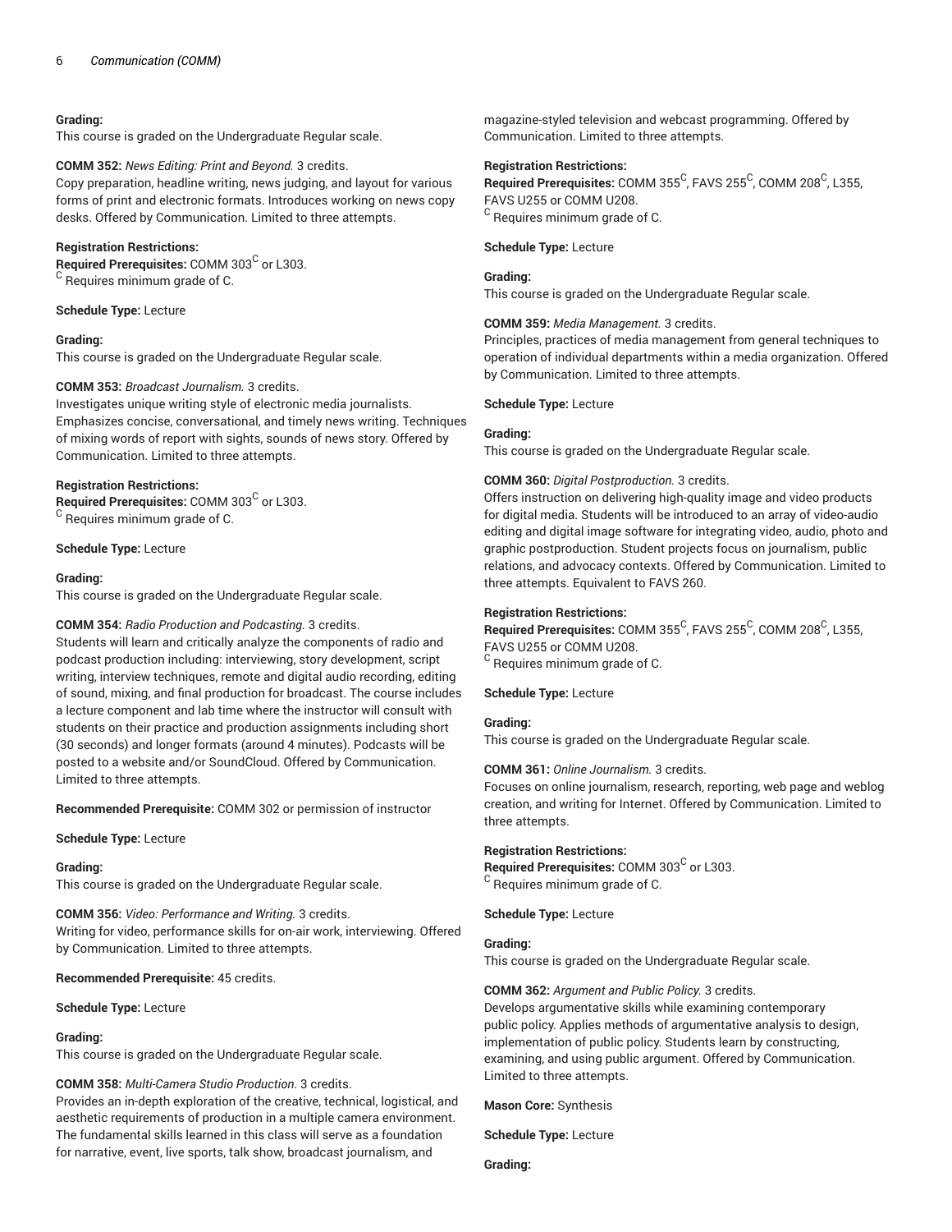**Grading:**
This course is graded on the Undergraduate Regular scale.

**COMM 352:** *News Editing: Print and Beyond.* 3 credits.
Copy preparation, headline writing, news judging, and layout for various forms of print and electronic formats. Introduces working on news copy desks. Offered by Communication. Limited to three attempts.

**Registration Restrictions:**
**Required Prerequisites:** COMM 303[C] or L303.
[C] Requires minimum grade of C.

**Schedule Type:** Lecture

**Grading:**
This course is graded on the Undergraduate Regular scale.

**COMM 353:** *Broadcast Journalism.* 3 credits.
Investigates unique writing style of electronic media journalists. Emphasizes concise, conversational, and timely news writing. Techniques of mixing words of report with sights, sounds of news story. Offered by Communication. Limited to three attempts.

**Registration Restrictions:**
**Required Prerequisites:** COMM 303[C] or L303.
[C] Requires minimum grade of C.

**Schedule Type:** Lecture

**Grading:**
This course is graded on the Undergraduate Regular scale.

**COMM 354:** *Radio Production and Podcasting.* 3 credits.
Students will learn and critically analyze the components of radio and podcast production including: interviewing, story development, script writing, interview techniques, remote and digital audio recording, editing of sound, mixing, and final production for broadcast. The course includes a lecture component and lab time where the instructor will consult with students on their practice and production assignments including short (30 seconds) and longer formats (around 4 minutes). Podcasts will be posted to a website and/or SoundCloud. Offered by Communication. Limited to three attempts.

**Recommended Prerequisite:** COMM 302 or permission of instructor

**Schedule Type:** Lecture

**Grading:**
This course is graded on the Undergraduate Regular scale.

**COMM 356:** *Video: Performance and Writing.* 3 credits.
Writing for video, performance skills for on-air work, interviewing. Offered by Communication. Limited to three attempts.

**Recommended Prerequisite:** 45 credits.

**Schedule Type:** Lecture

**Grading:**
This course is graded on the Undergraduate Regular scale.

**COMM 358:** *Multi-Camera Studio Production.* 3 credits.
Provides an in-depth exploration of the creative, technical, logistical, and aesthetic requirements of production in a multiple camera environment. The fundamental skills learned in this class will serve as a foundation for narrative, event, live sports, talk show, broadcast journalism, and magazine-styled television and webcast programming. Offered by Communication. Limited to three attempts.

**Registration Restrictions:**
**Required Prerequisites:** COMM 355[C], FAVS 255[C], COMM 208[C], L355, FAVS U255 or COMM U208.
[C] Requires minimum grade of C.

**Schedule Type:** Lecture

**Grading:**
This course is graded on the Undergraduate Regular scale.

**COMM 359:** *Media Management.* 3 credits.
Principles, practices of media management from general techniques to operation of individual departments within a media organization. Offered by Communication. Limited to three attempts.

**Schedule Type:** Lecture

**Grading:**
This course is graded on the Undergraduate Regular scale.

**COMM 360:** *Digital Postproduction.* 3 credits.
Offers instruction on delivering high-quality image and video products for digital media. Students will be introduced to an array of video-audio editing and digital image software for integrating video, audio, photo and graphic postproduction. Student projects focus on journalism, public relations, and advocacy contexts. Offered by Communication. Limited to three attempts. Equivalent to FAVS 260.

**Registration Restrictions:**
**Required Prerequisites:** COMM 355[C], FAVS 255[C], COMM 208[C], L355, FAVS U255 or COMM U208.
[C] Requires minimum grade of C.

**Schedule Type:** Lecture

**Grading:**
This course is graded on the Undergraduate Regular scale.

**COMM 361:** *Online Journalism.* 3 credits.
Focuses on online journalism, research, reporting, web page and weblog creation, and writing for Internet. Offered by Communication. Limited to three attempts.

**Registration Restrictions:**
**Required Prerequisites:** COMM 303[C] or L303.
[C] Requires minimum grade of C.

**Schedule Type:** Lecture

**Grading:**
This course is graded on the Undergraduate Regular scale.

**COMM 362:** *Argument and Public Policy.* 3 credits.
Develops argumentative skills while examining contemporary public policy. Applies methods of argumentative analysis to design, implementation of public policy. Students learn by constructing, examining, and using public argument. Offered by Communication. Limited to three attempts.

**Mason Core:** Synthesis

**Schedule Type:** Lecture

**Grading:**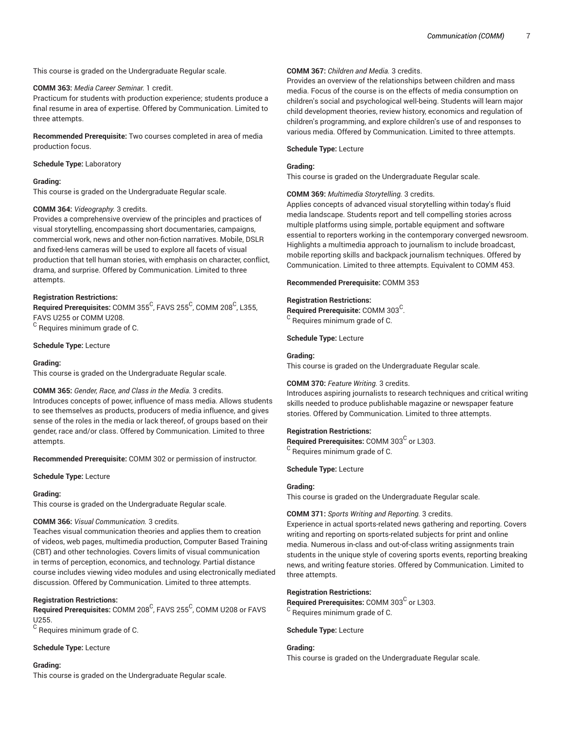This course is graded on the Undergraduate Regular scale.

**COMM 363:** *Media Career Seminar.* 1 credit.
Practicum for students with production experience; students produce a final resume in area of expertise. Offered by Communication. Limited to three attempts.

**Recommended Prerequisite:** Two courses completed in area of media production focus.

**Schedule Type:** Laboratory

**Grading:**
This course is graded on the Undergraduate Regular scale.

**COMM 364:** *Videography.* 3 credits.
Provides a comprehensive overview of the principles and practices of visual storytelling, encompassing short documentaries, campaigns, commercial work, news and other non-fiction narratives. Mobile, DSLR and fixed-lens cameras will be used to explore all facets of visual production that tell human stories, with emphasis on character, conflict, drama, and surprise. Offered by Communication. Limited to three attempts.

**Registration Restrictions:**
**Required Prerequisites:** COMM 355^C, FAVS 255^C, COMM 208^C, L355, FAVS U255 or COMM U208.
^C Requires minimum grade of C.

**Schedule Type:** Lecture

**Grading:**
This course is graded on the Undergraduate Regular scale.

**COMM 365:** *Gender, Race, and Class in the Media.* 3 credits.
Introduces concepts of power, influence of mass media. Allows students to see themselves as products, producers of media influence, and gives sense of the roles in the media or lack thereof, of groups based on their gender, race and/or class. Offered by Communication. Limited to three attempts.

**Recommended Prerequisite:** COMM 302 or permission of instructor.

**Schedule Type:** Lecture

**Grading:**
This course is graded on the Undergraduate Regular scale.

**COMM 366:** *Visual Communication.* 3 credits.
Teaches visual communication theories and applies them to creation of videos, web pages, multimedia production, Computer Based Training (CBT) and other technologies. Covers limits of visual communication in terms of perception, economics, and technology. Partial distance course includes viewing video modules and using electronically mediated discussion. Offered by Communication. Limited to three attempts.

**Registration Restrictions:**
**Required Prerequisites:** COMM 208^C, FAVS 255^C, COMM U208 or FAVS U255.
^C Requires minimum grade of C.

**Schedule Type:** Lecture

**Grading:**
This course is graded on the Undergraduate Regular scale.

**COMM 367:** *Children and Media.* 3 credits.
Provides an overview of the relationships between children and mass media. Focus of the course is on the effects of media consumption on children's social and psychological well-being. Students will learn major child development theories, review history, economics and regulation of children's programming, and explore children's use of and responses to various media. Offered by Communication. Limited to three attempts.

**Schedule Type:** Lecture

**Grading:**
This course is graded on the Undergraduate Regular scale.

**COMM 369:** *Multimedia Storytelling.* 3 credits.
Applies concepts of advanced visual storytelling within today's fluid media landscape. Students report and tell compelling stories across multiple platforms using simple, portable equipment and software essential to reporters working in the contemporary converged newsroom. Highlights a multimedia approach to journalism to include broadcast, mobile reporting skills and backpack journalism techniques. Offered by Communication. Limited to three attempts. Equivalent to COMM 453.

**Recommended Prerequisite:** COMM 353

**Registration Restrictions:**
**Required Prerequisite:** COMM 303^C.
^C Requires minimum grade of C.

**Schedule Type:** Lecture

**Grading:**
This course is graded on the Undergraduate Regular scale.

**COMM 370:** *Feature Writing.* 3 credits.
Introduces aspiring journalists to research techniques and critical writing skills needed to produce publishable magazine or newspaper feature stories. Offered by Communication. Limited to three attempts.

**Registration Restrictions:**
**Required Prerequisites:** COMM 303^C or L303.
^C Requires minimum grade of C.

**Schedule Type:** Lecture

**Grading:**
This course is graded on the Undergraduate Regular scale.

**COMM 371:** *Sports Writing and Reporting.* 3 credits.
Experience in actual sports-related news gathering and reporting. Covers writing and reporting on sports-related subjects for print and online media. Numerous in-class and out-of-class writing assignments train students in the unique style of covering sports events, reporting breaking news, and writing feature stories. Offered by Communication. Limited to three attempts.

**Registration Restrictions:**
**Required Prerequisites:** COMM 303^C or L303.
^C Requires minimum grade of C.

**Schedule Type:** Lecture

**Grading:**
This course is graded on the Undergraduate Regular scale.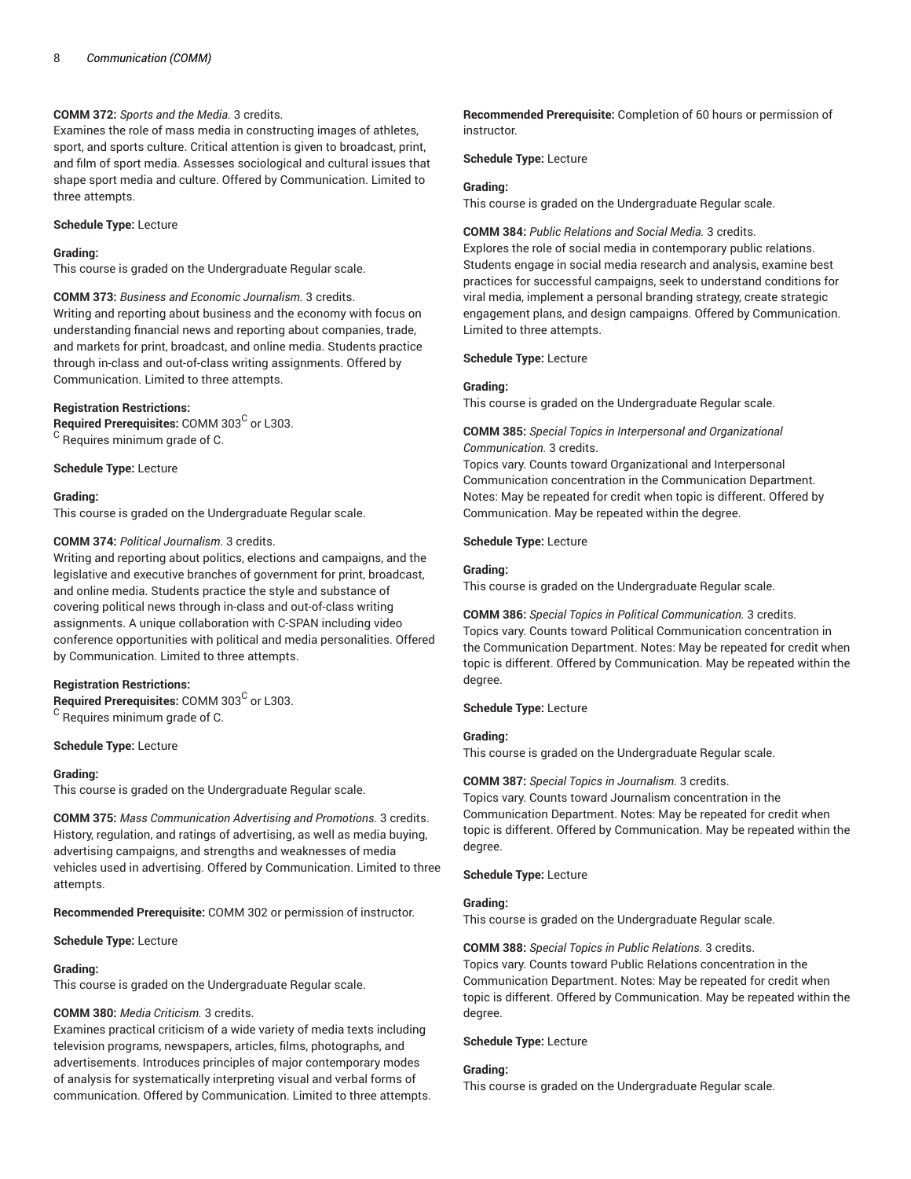**COMM 372:** *Sports and the Media.* 3 credits.
Examines the role of mass media in constructing images of athletes, sport, and sports culture. Critical attention is given to broadcast, print, and film of sport media. Assesses sociological and cultural issues that shape sport media and culture. Offered by Communication. Limited to three attempts.

**Schedule Type:** Lecture

**Grading:**
This course is graded on the Undergraduate Regular scale.

**COMM 373:** *Business and Economic Journalism.* 3 credits.
Writing and reporting about business and the economy with focus on understanding financial news and reporting about companies, trade, and markets for print, broadcast, and online media. Students practice through in-class and out-of-class writing assignments. Offered by Communication. Limited to three attempts.

**Registration Restrictions:**
**Required Prerequisites:** COMM 303[C] or L303.
[C] Requires minimum grade of C.

**Schedule Type:** Lecture

**Grading:**
This course is graded on the Undergraduate Regular scale.

**COMM 374:** *Political Journalism.* 3 credits.
Writing and reporting about politics, elections and campaigns, and the legislative and executive branches of government for print, broadcast, and online media. Students practice the style and substance of covering political news through in-class and out-of-class writing assignments. A unique collaboration with C-SPAN including video conference opportunities with political and media personalities. Offered by Communication. Limited to three attempts.

**Registration Restrictions:**
**Required Prerequisites:** COMM 303[C] or L303.
[C] Requires minimum grade of C.

**Schedule Type:** Lecture

**Grading:**
This course is graded on the Undergraduate Regular scale.

**COMM 375:** *Mass Communication Advertising and Promotions.* 3 credits.
History, regulation, and ratings of advertising, as well as media buying, advertising campaigns, and strengths and weaknesses of media vehicles used in advertising. Offered by Communication. Limited to three attempts.

**Recommended Prerequisite:** COMM 302 or permission of instructor.

**Schedule Type:** Lecture

**Grading:**
This course is graded on the Undergraduate Regular scale.

**COMM 380:** *Media Criticism.* 3 credits.
Examines practical criticism of a wide variety of media texts including television programs, newspapers, articles, films, photographs, and advertisements. Introduces principles of major contemporary modes of analysis for systematically interpreting visual and verbal forms of communication. Offered by Communication. Limited to three attempts.

**Recommended Prerequisite:** Completion of 60 hours or permission of instructor.

**Schedule Type:** Lecture

**Grading:**
This course is graded on the Undergraduate Regular scale.

**COMM 384:** *Public Relations and Social Media.* 3 credits.
Explores the role of social media in contemporary public relations. Students engage in social media research and analysis, examine best practices for successful campaigns, seek to understand conditions for viral media, implement a personal branding strategy, create strategic engagement plans, and design campaigns. Offered by Communication. Limited to three attempts.

**Schedule Type:** Lecture

**Grading:**
This course is graded on the Undergraduate Regular scale.

**COMM 385:** *Special Topics in Interpersonal and Organizational Communication.* 3 credits.
Topics vary. Counts toward Organizational and Interpersonal Communication concentration in the Communication Department. Notes: May be repeated for credit when topic is different. Offered by Communication. May be repeated within the degree.

**Schedule Type:** Lecture

**Grading:**
This course is graded on the Undergraduate Regular scale.

**COMM 386:** *Special Topics in Political Communication.* 3 credits.
Topics vary. Counts toward Political Communication concentration in the Communication Department. Notes: May be repeated for credit when topic is different. Offered by Communication. May be repeated within the degree.

**Schedule Type:** Lecture

**Grading:**
This course is graded on the Undergraduate Regular scale.

**COMM 387:** *Special Topics in Journalism.* 3 credits.
Topics vary. Counts toward Journalism concentration in the Communication Department. Notes: May be repeated for credit when topic is different. Offered by Communication. May be repeated within the degree.

**Schedule Type:** Lecture

**Grading:**
This course is graded on the Undergraduate Regular scale.

**COMM 388:** *Special Topics in Public Relations.* 3 credits.
Topics vary. Counts toward Public Relations concentration in the Communication Department. Notes: May be repeated for credit when topic is different. Offered by Communication. May be repeated within the degree.

**Schedule Type:** Lecture

**Grading:**
This course is graded on the Undergraduate Regular scale.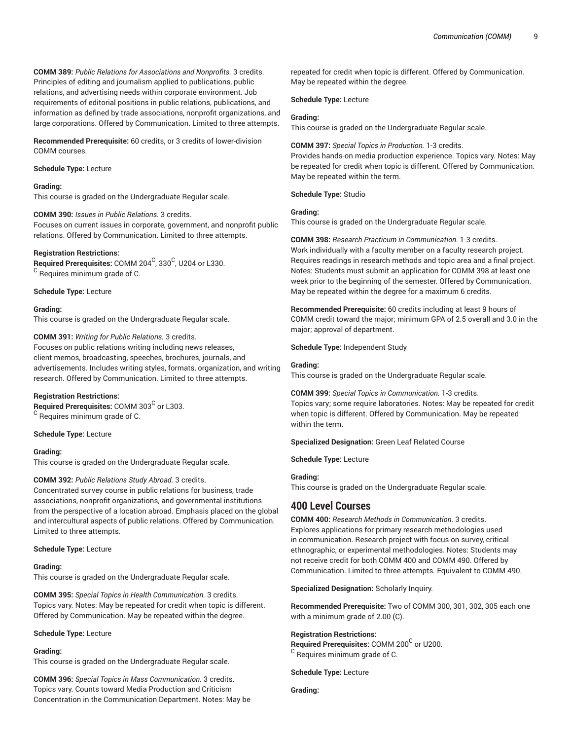**COMM 389:** *Public Relations for Associations and Nonprofits.* 3 credits.
Principles of editing and journalism applied to publications, public relations, and advertising needs within corporate environment. Job requirements of editorial positions in public relations, publications, and information as defined by trade associations, nonprofit organizations, and large corporations. Offered by Communication. Limited to three attempts.

**Recommended Prerequisite:** 60 credits, or 3 credits of lower-division COMM courses.

**Schedule Type:** Lecture

**Grading:**
This course is graded on the Undergraduate Regular scale.

**COMM 390:** *Issues in Public Relations.* 3 credits.
Focuses on current issues in corporate, government, and nonprofit public relations. Offered by Communication. Limited to three attempts.

**Registration Restrictions:**
**Required Prerequisites:** COMM 204[C], 330[C], U204 or L330.
[C] Requires minimum grade of C.

**Schedule Type:** Lecture

**Grading:**
This course is graded on the Undergraduate Regular scale.

**COMM 391:** *Writing for Public Relations.* 3 credits.
Focuses on public relations writing including news releases, client memos, broadcasting, speeches, brochures, journals, and advertisements. Includes writing styles, formats, organization, and writing research. Offered by Communication. Limited to three attempts.

**Registration Restrictions:**
**Required Prerequisites:** COMM 303[C] or L303.
[C] Requires minimum grade of C.

**Schedule Type:** Lecture

**Grading:**
This course is graded on the Undergraduate Regular scale.

**COMM 392:** *Public Relations Study Abroad.* 3 credits.
Concentrated survey course in public relations for business, trade associations, nonprofit organizations, and governmental institutions from the perspective of a location abroad. Emphasis placed on the global and intercultural aspects of public relations. Offered by Communication. Limited to three attempts.

**Schedule Type:** Lecture

**Grading:**
This course is graded on the Undergraduate Regular scale.

**COMM 395:** *Special Topics in Health Communication.* 3 credits.
Topics vary. Notes: May be repeated for credit when topic is different. Offered by Communication. May be repeated within the degree.

**Schedule Type:** Lecture

**Grading:**
This course is graded on the Undergraduate Regular scale.

**COMM 396:** *Special Topics in Mass Communication.* 3 credits.
Topics vary. Counts toward Media Production and Criticism Concentration in the Communication Department. Notes: May be repeated for credit when topic is different. Offered by Communication. May be repeated within the degree.

**Schedule Type:** Lecture

**Grading:**
This course is graded on the Undergraduate Regular scale.

**COMM 397:** *Special Topics in Production.* 1-3 credits.
Provides hands-on media production experience. Topics vary. Notes: May be repeated for credit when topic is different. Offered by Communication. May be repeated within the term.

**Schedule Type:** Studio

**Grading:**
This course is graded on the Undergraduate Regular scale.

**COMM 398:** *Research Practicum in Communication.* 1-3 credits.
Work individually with a faculty member on a faculty research project. Requires readings in research methods and topic area and a final project. Notes: Students must submit an application for COMM 398 at least one week prior to the beginning of the semester. Offered by Communication. May be repeated within the degree for a maximum 6 credits.

**Recommended Prerequisite:** 60 credits including at least 9 hours of COMM credit toward the major; minimum GPA of 2.5 overall and 3.0 in the major; approval of department.

**Schedule Type:** Independent Study

**Grading:**
This course is graded on the Undergraduate Regular scale.

**COMM 399:** *Special Topics in Communication.* 1-3 credits.
Topics vary; some require laboratories. Notes: May be repeated for credit when topic is different. Offered by Communication. May be repeated within the term.

**Specialized Designation:** Green Leaf Related Course

**Schedule Type:** Lecture

**Grading:**
This course is graded on the Undergraduate Regular scale.

## 400 Level Courses

**COMM 400:** *Research Methods in Communication.* 3 credits.
Explores applications for primary research methodologies used in communication. Research project with focus on survey, critical ethnographic, or experimental methodologies. Notes: Students may not receive credit for both COMM 400 and COMM 490. Offered by Communication. Limited to three attempts. Equivalent to COMM 490.

**Specialized Designation:** Scholarly Inquiry.

**Recommended Prerequisite:** Two of COMM 300, 301, 302, 305 each one with a minimum grade of 2.00 (C).

**Registration Restrictions:**
**Required Prerequisites:** COMM 200[C] or U200.
[C] Requires minimum grade of C.

**Schedule Type:** Lecture

**Grading:**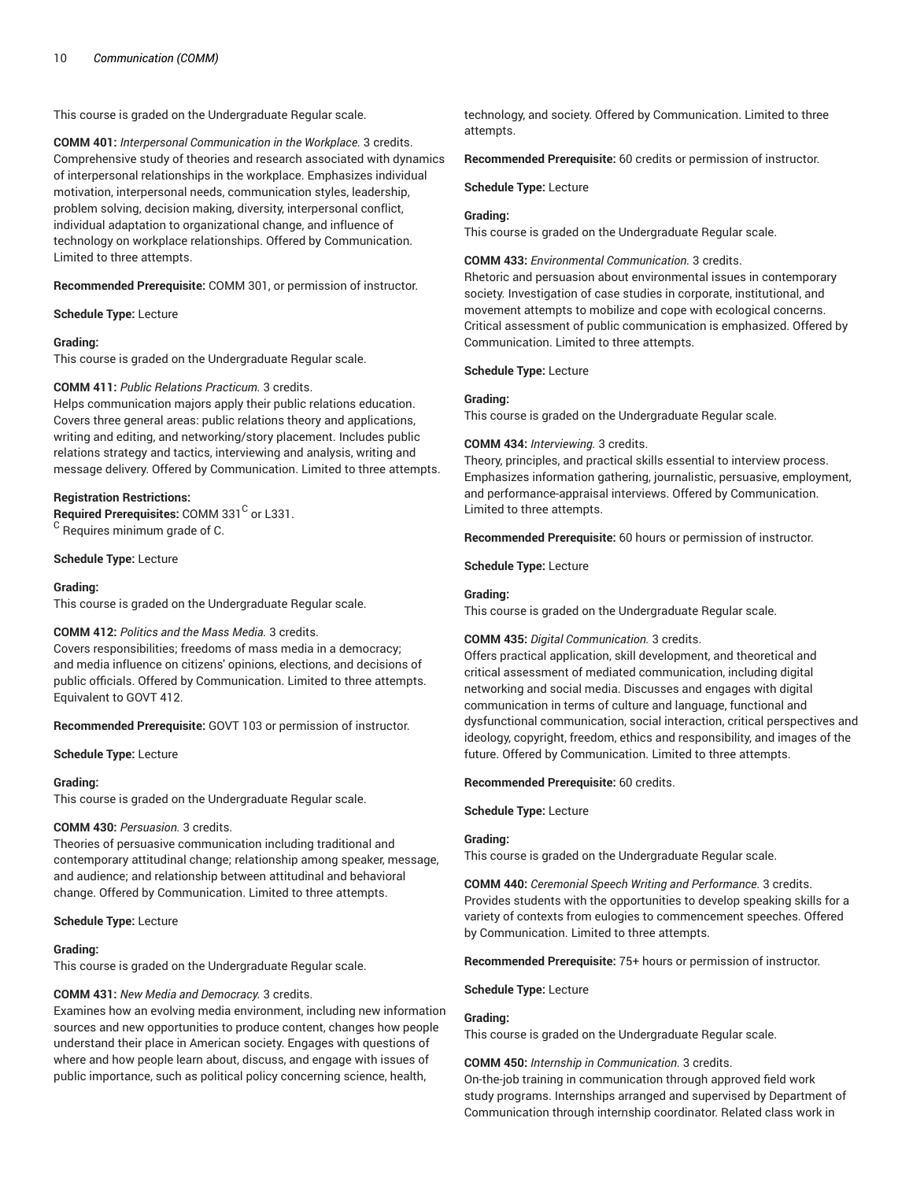This course is graded on the Undergraduate Regular scale.

**COMM 401:** *Interpersonal Communication in the Workplace.* 3 credits.
Comprehensive study of theories and research associated with dynamics of interpersonal relationships in the workplace. Emphasizes individual motivation, interpersonal needs, communication styles, leadership, problem solving, decision making, diversity, interpersonal conflict, individual adaptation to organizational change, and influence of technology on workplace relationships. Offered by Communication. Limited to three attempts.

**Recommended Prerequisite:** COMM 301, or permission of instructor.

**Schedule Type:** Lecture

**Grading:**
This course is graded on the Undergraduate Regular scale.

**COMM 411:** *Public Relations Practicum.* 3 credits.
Helps communication majors apply their public relations education. Covers three general areas: public relations theory and applications, writing and editing, and networking/story placement. Includes public relations strategy and tactics, interviewing and analysis, writing and message delivery. Offered by Communication. Limited to three attempts.

**Registration Restrictions:**
**Required Prerequisites:** COMM 331[C] or L331.
[C] Requires minimum grade of C.

**Schedule Type:** Lecture

**Grading:**
This course is graded on the Undergraduate Regular scale.

**COMM 412:** *Politics and the Mass Media.* 3 credits.
Covers responsibilities; freedoms of mass media in a democracy; and media influence on citizens' opinions, elections, and decisions of public officials. Offered by Communication. Limited to three attempts. Equivalent to GOVT 412.

**Recommended Prerequisite:** GOVT 103 or permission of instructor.

**Schedule Type:** Lecture

**Grading:**
This course is graded on the Undergraduate Regular scale.

**COMM 430:** *Persuasion.* 3 credits.
Theories of persuasive communication including traditional and contemporary attitudinal change; relationship among speaker, message, and audience; and relationship between attitudinal and behavioral change. Offered by Communication. Limited to three attempts.

**Schedule Type:** Lecture

**Grading:**
This course is graded on the Undergraduate Regular scale.

**COMM 431:** *New Media and Democracy.* 3 credits.
Examines how an evolving media environment, including new information sources and new opportunities to produce content, changes how people understand their place in American society. Engages with questions of where and how people learn about, discuss, and engage with issues of public importance, such as political policy concerning science, health, technology, and society. Offered by Communication. Limited to three attempts.

**Recommended Prerequisite:** 60 credits or permission of instructor.

**Schedule Type:** Lecture

**Grading:**
This course is graded on the Undergraduate Regular scale.

**COMM 433:** *Environmental Communication.* 3 credits.
Rhetoric and persuasion about environmental issues in contemporary society. Investigation of case studies in corporate, institutional, and movement attempts to mobilize and cope with ecological concerns. Critical assessment of public communication is emphasized. Offered by Communication. Limited to three attempts.

**Schedule Type:** Lecture

**Grading:**
This course is graded on the Undergraduate Regular scale.

**COMM 434:** *Interviewing.* 3 credits.
Theory, principles, and practical skills essential to interview process. Emphasizes information gathering, journalistic, persuasive, employment, and performance-appraisal interviews. Offered by Communication. Limited to three attempts.

**Recommended Prerequisite:** 60 hours or permission of instructor.

**Schedule Type:** Lecture

**Grading:**
This course is graded on the Undergraduate Regular scale.

**COMM 435:** *Digital Communication.* 3 credits.
Offers practical application, skill development, and theoretical and critical assessment of mediated communication, including digital networking and social media. Discusses and engages with digital communication in terms of culture and language, functional and dysfunctional communication, social interaction, critical perspectives and ideology, copyright, freedom, ethics and responsibility, and images of the future. Offered by Communication. Limited to three attempts.

**Recommended Prerequisite:** 60 credits.

**Schedule Type:** Lecture

**Grading:**
This course is graded on the Undergraduate Regular scale.

**COMM 440:** *Ceremonial Speech Writing and Performance.* 3 credits.
Provides students with the opportunities to develop speaking skills for a variety of contexts from eulogies to commencement speeches. Offered by Communication. Limited to three attempts.

**Recommended Prerequisite:** 75+ hours or permission of instructor.

**Schedule Type:** Lecture

**Grading:**
This course is graded on the Undergraduate Regular scale.

**COMM 450:** *Internship in Communication.* 3 credits.
On-the-job training in communication through approved field work study programs. Internships arranged and supervised by Department of Communication through internship coordinator. Related class work in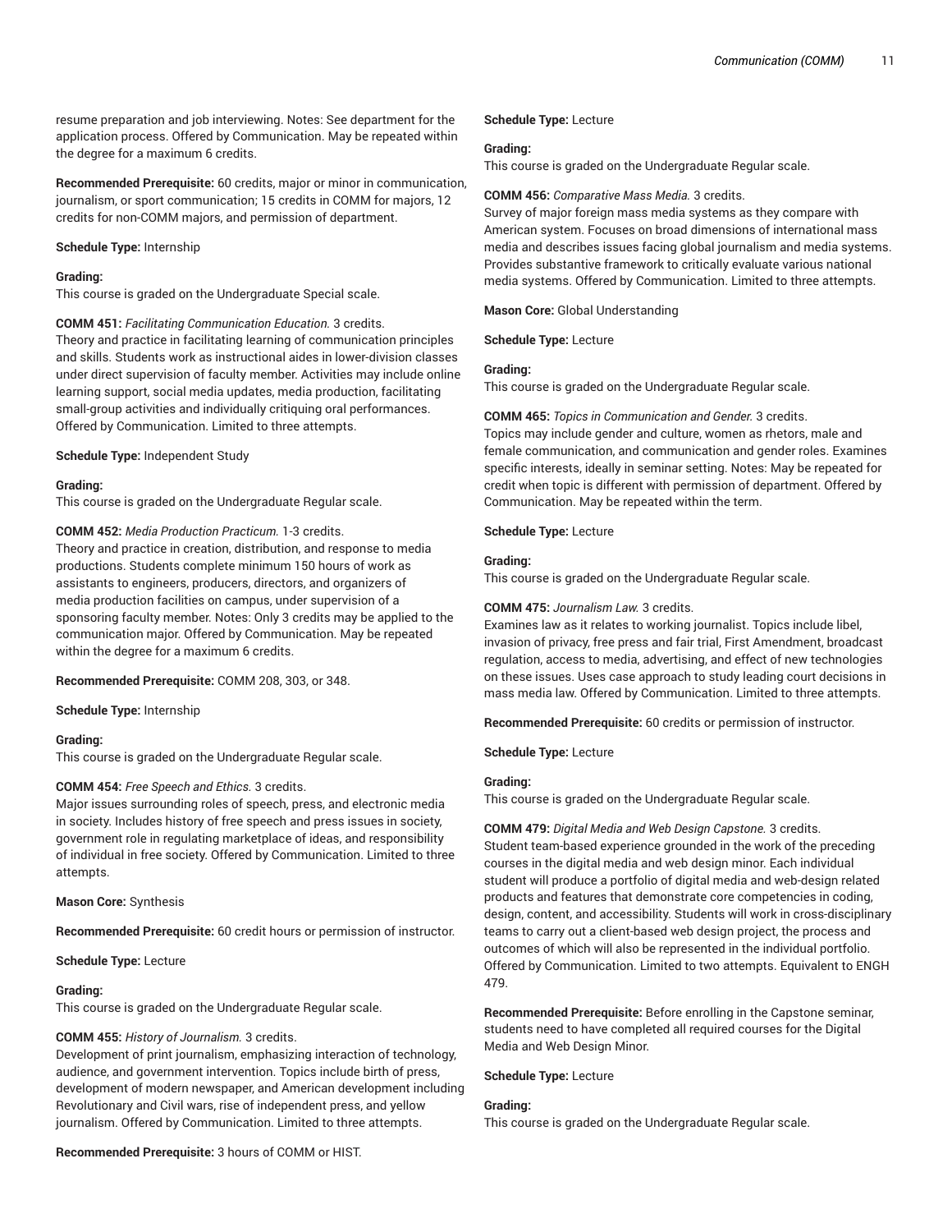resume preparation and job interviewing. Notes: See department for the application process. Offered by Communication. May be repeated within the degree for a maximum 6 credits.

**Recommended Prerequisite:** 60 credits, major or minor in communication, journalism, or sport communication; 15 credits in COMM for majors, 12 credits for non-COMM majors, and permission of department.

**Schedule Type:** Internship

**Grading:**
This course is graded on the Undergraduate Special scale.

**COMM 451:** *Facilitating Communication Education.* 3 credits.
Theory and practice in facilitating learning of communication principles and skills. Students work as instructional aides in lower-division classes under direct supervision of faculty member. Activities may include online learning support, social media updates, media production, facilitating small-group activities and individually critiquing oral performances. Offered by Communication. Limited to three attempts.

**Schedule Type:** Independent Study

**Grading:**
This course is graded on the Undergraduate Regular scale.

**COMM 452:** *Media Production Practicum.* 1-3 credits.
Theory and practice in creation, distribution, and response to media productions. Students complete minimum 150 hours of work as assistants to engineers, producers, directors, and organizers of media production facilities on campus, under supervision of a sponsoring faculty member. Notes: Only 3 credits may be applied to the communication major. Offered by Communication. May be repeated within the degree for a maximum 6 credits.

**Recommended Prerequisite:** COMM 208, 303, or 348.

**Schedule Type:** Internship

**Grading:**
This course is graded on the Undergraduate Regular scale.

**COMM 454:** *Free Speech and Ethics.* 3 credits.
Major issues surrounding roles of speech, press, and electronic media in society. Includes history of free speech and press issues in society, government role in regulating marketplace of ideas, and responsibility of individual in free society. Offered by Communication. Limited to three attempts.

**Mason Core:** Synthesis

**Recommended Prerequisite:** 60 credit hours or permission of instructor.

**Schedule Type:** Lecture

**Grading:**
This course is graded on the Undergraduate Regular scale.

**COMM 455:** *History of Journalism.* 3 credits.
Development of print journalism, emphasizing interaction of technology, audience, and government intervention. Topics include birth of press, development of modern newspaper, and American development including Revolutionary and Civil wars, rise of independent press, and yellow journalism. Offered by Communication. Limited to three attempts.

**Recommended Prerequisite:** 3 hours of COMM or HIST.

**Schedule Type:** Lecture

**Grading:**
This course is graded on the Undergraduate Regular scale.

**COMM 456:** *Comparative Mass Media.* 3 credits.
Survey of major foreign mass media systems as they compare with American system. Focuses on broad dimensions of international mass media and describes issues facing global journalism and media systems. Provides substantive framework to critically evaluate various national media systems. Offered by Communication. Limited to three attempts.

**Mason Core:** Global Understanding

**Schedule Type:** Lecture

**Grading:**
This course is graded on the Undergraduate Regular scale.

**COMM 465:** *Topics in Communication and Gender.* 3 credits.
Topics may include gender and culture, women as rhetors, male and female communication, and communication and gender roles. Examines specific interests, ideally in seminar setting. Notes: May be repeated for credit when topic is different with permission of department. Offered by Communication. May be repeated within the term.

**Schedule Type:** Lecture

**Grading:**
This course is graded on the Undergraduate Regular scale.

**COMM 475:** *Journalism Law.* 3 credits.
Examines law as it relates to working journalist. Topics include libel, invasion of privacy, free press and fair trial, First Amendment, broadcast regulation, access to media, advertising, and effect of new technologies on these issues. Uses case approach to study leading court decisions in mass media law. Offered by Communication. Limited to three attempts.

**Recommended Prerequisite:** 60 credits or permission of instructor.

**Schedule Type:** Lecture

**Grading:**
This course is graded on the Undergraduate Regular scale.

**COMM 479:** *Digital Media and Web Design Capstone.* 3 credits.
Student team-based experience grounded in the work of the preceding courses in the digital media and web design minor. Each individual student will produce a portfolio of digital media and web-design related products and features that demonstrate core competencies in coding, design, content, and accessibility. Students will work in cross-disciplinary teams to carry out a client-based web design project, the process and outcomes of which will also be represented in the individual portfolio. Offered by Communication. Limited to two attempts. Equivalent to ENGH 479.

**Recommended Prerequisite:** Before enrolling in the Capstone seminar, students need to have completed all required courses for the Digital Media and Web Design Minor.

**Schedule Type:** Lecture

**Grading:**
This course is graded on the Undergraduate Regular scale.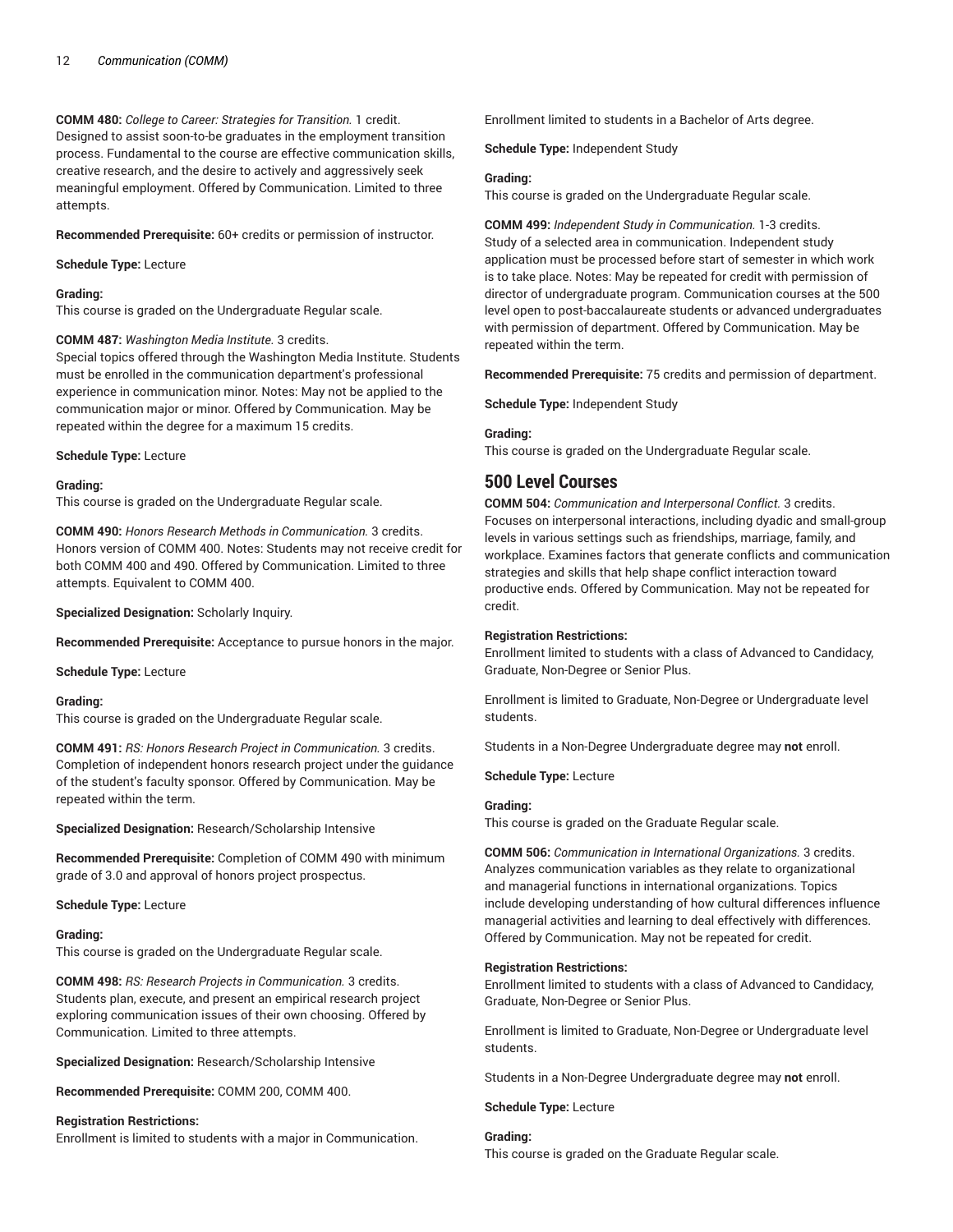**COMM 480:** *College to Career: Strategies for Transition.* 1 credit.
Designed to assist soon-to-be graduates in the employment transition process. Fundamental to the course are effective communication skills, creative research, and the desire to actively and aggressively seek meaningful employment. Offered by Communication. Limited to three attempts.

**Recommended Prerequisite:** 60+ credits or permission of instructor.

**Schedule Type:** Lecture

**Grading:**
This course is graded on the Undergraduate Regular scale.

**COMM 487:** *Washington Media Institute.* 3 credits.
Special topics offered through the Washington Media Institute. Students must be enrolled in the communication department's professional experience in communication minor. Notes: May not be applied to the communication major or minor. Offered by Communication. May be repeated within the degree for a maximum 15 credits.

**Schedule Type:** Lecture

**Grading:**
This course is graded on the Undergraduate Regular scale.

**COMM 490:** *Honors Research Methods in Communication.* 3 credits.
Honors version of COMM 400. Notes: Students may not receive credit for both COMM 400 and 490. Offered by Communication. Limited to three attempts. Equivalent to COMM 400.

**Specialized Designation:** Scholarly Inquiry.

**Recommended Prerequisite:** Acceptance to pursue honors in the major.

**Schedule Type:** Lecture

**Grading:**
This course is graded on the Undergraduate Regular scale.

**COMM 491:** *RS: Honors Research Project in Communication.* 3 credits.
Completion of independent honors research project under the guidance of the student's faculty sponsor. Offered by Communication. May be repeated within the term.

**Specialized Designation:** Research/Scholarship Intensive

**Recommended Prerequisite:** Completion of COMM 490 with minimum grade of 3.0 and approval of honors project prospectus.

**Schedule Type:** Lecture

**Grading:**
This course is graded on the Undergraduate Regular scale.

**COMM 498:** *RS: Research Projects in Communication.* 3 credits.
Students plan, execute, and present an empirical research project exploring communication issues of their own choosing. Offered by Communication. Limited to three attempts.

**Specialized Designation:** Research/Scholarship Intensive

**Recommended Prerequisite:** COMM 200, COMM 400.

**Registration Restrictions:**
Enrollment is limited to students with a major in Communication.

Enrollment limited to students in a Bachelor of Arts degree.

**Schedule Type:** Independent Study

**Grading:**
This course is graded on the Undergraduate Regular scale.

**COMM 499:** *Independent Study in Communication.* 1-3 credits.
Study of a selected area in communication. Independent study application must be processed before start of semester in which work is to take place. Notes: May be repeated for credit with permission of director of undergraduate program. Communication courses at the 500 level open to post-baccalaureate students or advanced undergraduates with permission of department. Offered by Communication. May be repeated within the term.

**Recommended Prerequisite:** 75 credits and permission of department.

**Schedule Type:** Independent Study

**Grading:**
This course is graded on the Undergraduate Regular scale.

## 500 Level Courses

**COMM 504:** *Communication and Interpersonal Conflict.* 3 credits.
Focuses on interpersonal interactions, including dyadic and small-group levels in various settings such as friendships, marriage, family, and workplace. Examines factors that generate conflicts and communication strategies and skills that help shape conflict interaction toward productive ends. Offered by Communication. May not be repeated for credit.

**Registration Restrictions:**
Enrollment limited to students with a class of Advanced to Candidacy, Graduate, Non-Degree or Senior Plus.

Enrollment is limited to Graduate, Non-Degree or Undergraduate level students.

Students in a Non-Degree Undergraduate degree may **not** enroll.

**Schedule Type:** Lecture

**Grading:**
This course is graded on the Graduate Regular scale.

**COMM 506:** *Communication in International Organizations.* 3 credits.
Analyzes communication variables as they relate to organizational and managerial functions in international organizations. Topics include developing understanding of how cultural differences influence managerial activities and learning to deal effectively with differences. Offered by Communication. May not be repeated for credit.

**Registration Restrictions:**
Enrollment limited to students with a class of Advanced to Candidacy, Graduate, Non-Degree or Senior Plus.

Enrollment is limited to Graduate, Non-Degree or Undergraduate level students.

Students in a Non-Degree Undergraduate degree may **not** enroll.

**Schedule Type:** Lecture

**Grading:**
This course is graded on the Graduate Regular scale.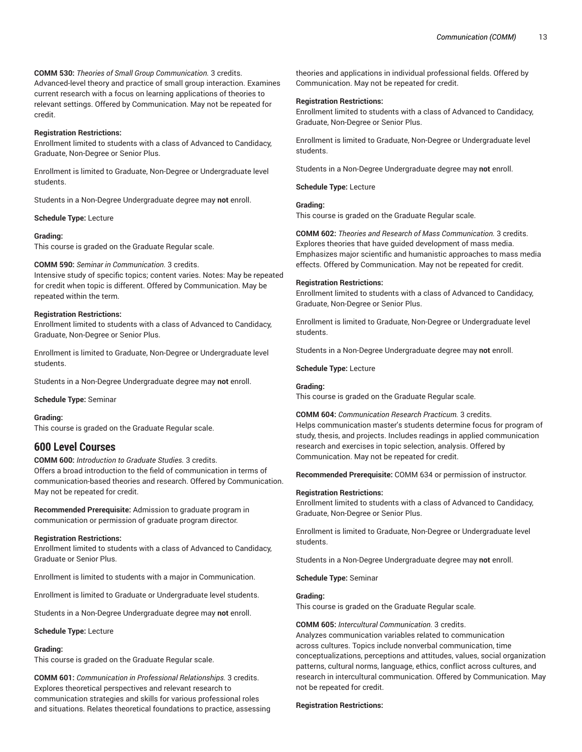**COMM 530:** *Theories of Small Group Communication.* 3 credits.
Advanced-level theory and practice of small group interaction. Examines current research with a focus on learning applications of theories to relevant settings. Offered by Communication. May not be repeated for credit.

**Registration Restrictions:**
Enrollment limited to students with a class of Advanced to Candidacy, Graduate, Non-Degree or Senior Plus.

Enrollment is limited to Graduate, Non-Degree or Undergraduate level students.

Students in a Non-Degree Undergraduate degree may **not** enroll.

**Schedule Type:** Lecture

**Grading:**
This course is graded on the Graduate Regular scale.

**COMM 590:** *Seminar in Communication.* 3 credits.
Intensive study of specific topics; content varies. Notes: May be repeated for credit when topic is different. Offered by Communication. May be repeated within the term.

**Registration Restrictions:**
Enrollment limited to students with a class of Advanced to Candidacy, Graduate, Non-Degree or Senior Plus.

Enrollment is limited to Graduate, Non-Degree or Undergraduate level students.

Students in a Non-Degree Undergraduate degree may **not** enroll.

**Schedule Type:** Seminar

**Grading:**
This course is graded on the Graduate Regular scale.

## 600 Level Courses

**COMM 600:** *Introduction to Graduate Studies.* 3 credits.
Offers a broad introduction to the field of communication in terms of communication-based theories and research. Offered by Communication. May not be repeated for credit.

**Recommended Prerequisite:** Admission to graduate program in communication or permission of graduate program director.

**Registration Restrictions:**
Enrollment limited to students with a class of Advanced to Candidacy, Graduate or Senior Plus.

Enrollment is limited to students with a major in Communication.

Enrollment is limited to Graduate or Undergraduate level students.

Students in a Non-Degree Undergraduate degree may **not** enroll.

**Schedule Type:** Lecture

**Grading:**
This course is graded on the Graduate Regular scale.

**COMM 601:** *Communication in Professional Relationships.* 3 credits.
Explores theoretical perspectives and relevant research to communication strategies and skills for various professional roles and situations. Relates theoretical foundations to practice, assessing theories and applications in individual professional fields. Offered by Communication. May not be repeated for credit.

**Registration Restrictions:**
Enrollment limited to students with a class of Advanced to Candidacy, Graduate, Non-Degree or Senior Plus.

Enrollment is limited to Graduate, Non-Degree or Undergraduate level students.

Students in a Non-Degree Undergraduate degree may **not** enroll.

**Schedule Type:** Lecture

**Grading:**
This course is graded on the Graduate Regular scale.

**COMM 602:** *Theories and Research of Mass Communication.* 3 credits.
Explores theories that have guided development of mass media. Emphasizes major scientific and humanistic approaches to mass media effects. Offered by Communication. May not be repeated for credit.

**Registration Restrictions:**
Enrollment limited to students with a class of Advanced to Candidacy, Graduate, Non-Degree or Senior Plus.

Enrollment is limited to Graduate, Non-Degree or Undergraduate level students.

Students in a Non-Degree Undergraduate degree may **not** enroll.

**Schedule Type:** Lecture

**Grading:**
This course is graded on the Graduate Regular scale.

**COMM 604:** *Communication Research Practicum.* 3 credits.
Helps communication master's students determine focus for program of study, thesis, and projects. Includes readings in applied communication research and exercises in topic selection, analysis. Offered by Communication. May not be repeated for credit.

**Recommended Prerequisite:** COMM 634 or permission of instructor.

**Registration Restrictions:**
Enrollment limited to students with a class of Advanced to Candidacy, Graduate, Non-Degree or Senior Plus.

Enrollment is limited to Graduate, Non-Degree or Undergraduate level students.

Students in a Non-Degree Undergraduate degree may **not** enroll.

**Schedule Type:** Seminar

**Grading:**
This course is graded on the Graduate Regular scale.

**COMM 605:** *Intercultural Communication.* 3 credits.
Analyzes communication variables related to communication across cultures. Topics include nonverbal communication, time conceptualizations, perceptions and attitudes, values, social organization patterns, cultural norms, language, ethics, conflict across cultures, and research in intercultural communication. Offered by Communication. May not be repeated for credit.

**Registration Restrictions:**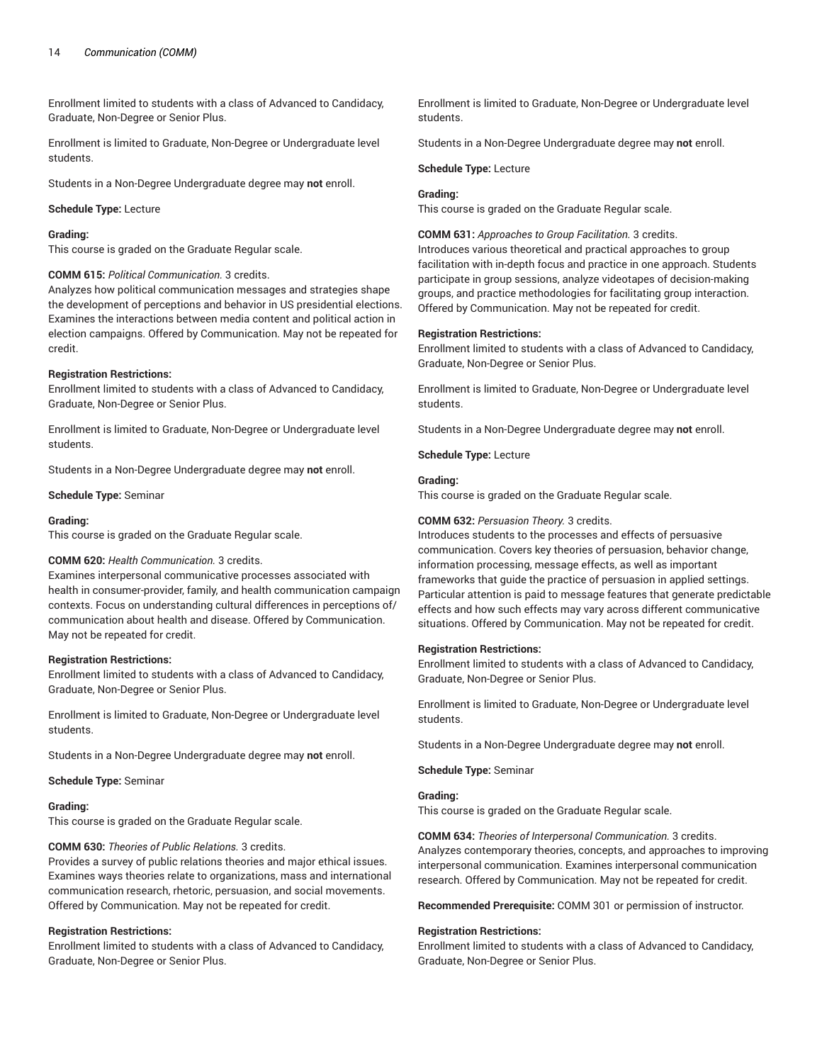Enrollment limited to students with a class of Advanced to Candidacy, Graduate, Non-Degree or Senior Plus.

Enrollment is limited to Graduate, Non-Degree or Undergraduate level students.

Students in a Non-Degree Undergraduate degree may **not** enroll.

**Schedule Type:** Lecture

**Grading:**
This course is graded on the Graduate Regular scale.

**COMM 615:** *Political Communication.* 3 credits.
Analyzes how political communication messages and strategies shape the development of perceptions and behavior in US presidential elections. Examines the interactions between media content and political action in election campaigns. Offered by Communication. May not be repeated for credit.

**Registration Restrictions:**
Enrollment limited to students with a class of Advanced to Candidacy, Graduate, Non-Degree or Senior Plus.

Enrollment is limited to Graduate, Non-Degree or Undergraduate level students.

Students in a Non-Degree Undergraduate degree may **not** enroll.

**Schedule Type:** Seminar

**Grading:**
This course is graded on the Graduate Regular scale.

**COMM 620:** *Health Communication.* 3 credits.
Examines interpersonal communicative processes associated with health in consumer-provider, family, and health communication campaign contexts. Focus on understanding cultural differences in perceptions of/communication about health and disease. Offered by Communication. May not be repeated for credit.

**Registration Restrictions:**
Enrollment limited to students with a class of Advanced to Candidacy, Graduate, Non-Degree or Senior Plus.

Enrollment is limited to Graduate, Non-Degree or Undergraduate level students.

Students in a Non-Degree Undergraduate degree may **not** enroll.

**Schedule Type:** Seminar

**Grading:**
This course is graded on the Graduate Regular scale.

**COMM 630:** *Theories of Public Relations.* 3 credits.
Provides a survey of public relations theories and major ethical issues. Examines ways theories relate to organizations, mass and international communication research, rhetoric, persuasion, and social movements. Offered by Communication. May not be repeated for credit.

**Registration Restrictions:**
Enrollment limited to students with a class of Advanced to Candidacy, Graduate, Non-Degree or Senior Plus.

Enrollment is limited to Graduate, Non-Degree or Undergraduate level students.

Students in a Non-Degree Undergraduate degree may **not** enroll.

**Schedule Type:** Lecture

**Grading:**
This course is graded on the Graduate Regular scale.

**COMM 631:** *Approaches to Group Facilitation.* 3 credits.
Introduces various theoretical and practical approaches to group facilitation with in-depth focus and practice in one approach. Students participate in group sessions, analyze videotapes of decision-making groups, and practice methodologies for facilitating group interaction. Offered by Communication. May not be repeated for credit.

**Registration Restrictions:**
Enrollment limited to students with a class of Advanced to Candidacy, Graduate, Non-Degree or Senior Plus.

Enrollment is limited to Graduate, Non-Degree or Undergraduate level students.

Students in a Non-Degree Undergraduate degree may **not** enroll.

**Schedule Type:** Lecture

**Grading:**
This course is graded on the Graduate Regular scale.

**COMM 632:** *Persuasion Theory.* 3 credits.
Introduces students to the processes and effects of persuasive communication. Covers key theories of persuasion, behavior change, information processing, message effects, as well as important frameworks that guide the practice of persuasion in applied settings. Particular attention is paid to message features that generate predictable effects and how such effects may vary across different communicative situations. Offered by Communication. May not be repeated for credit.

**Registration Restrictions:**
Enrollment limited to students with a class of Advanced to Candidacy, Graduate, Non-Degree or Senior Plus.

Enrollment is limited to Graduate, Non-Degree or Undergraduate level students.

Students in a Non-Degree Undergraduate degree may **not** enroll.

**Schedule Type:** Seminar

**Grading:**
This course is graded on the Graduate Regular scale.

**COMM 634:** *Theories of Interpersonal Communication.* 3 credits.
Analyzes contemporary theories, concepts, and approaches to improving interpersonal communication. Examines interpersonal communication research. Offered by Communication. May not be repeated for credit.

**Recommended Prerequisite:** COMM 301 or permission of instructor.

**Registration Restrictions:**
Enrollment limited to students with a class of Advanced to Candidacy, Graduate, Non-Degree or Senior Plus.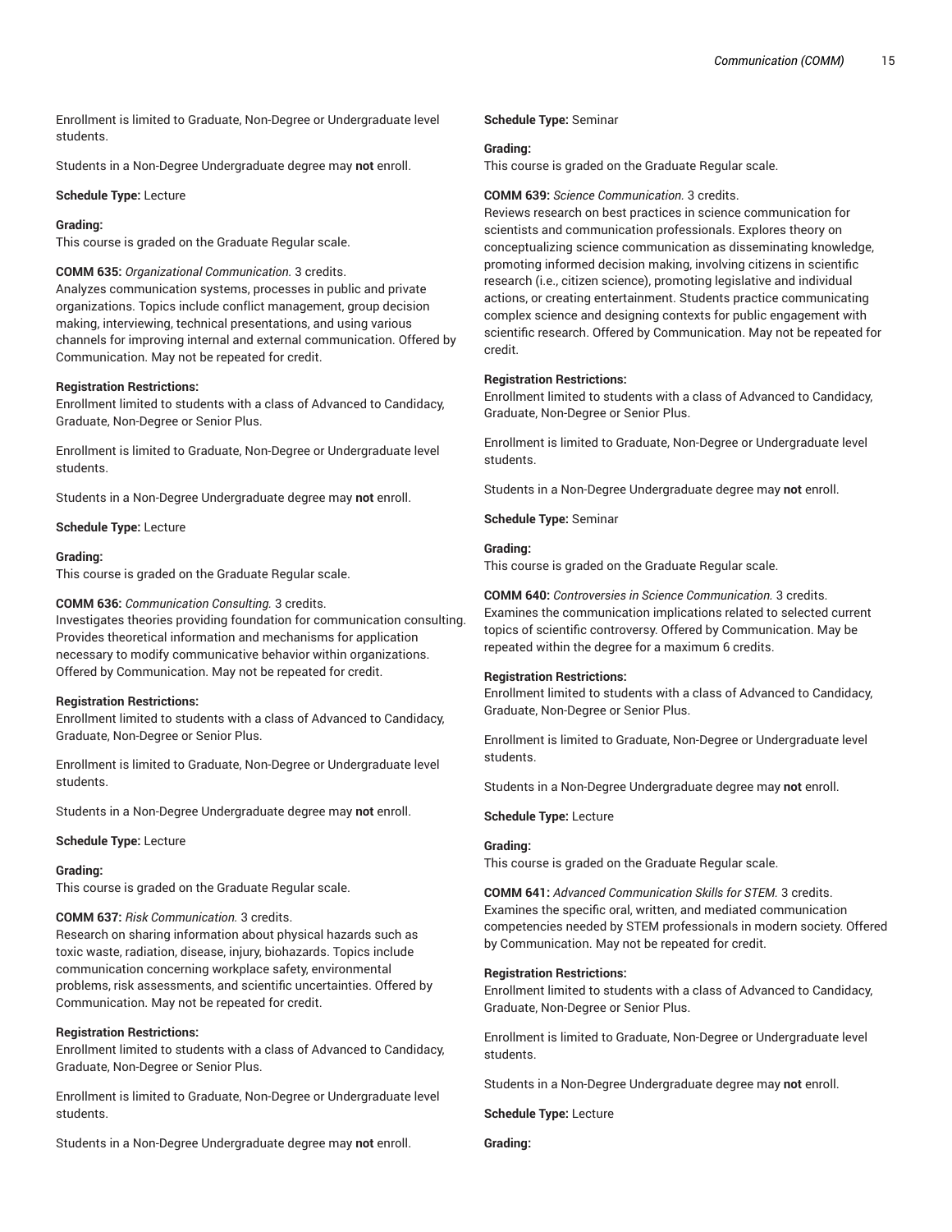Enrollment is limited to Graduate, Non-Degree or Undergraduate level students.

Students in a Non-Degree Undergraduate degree may **not** enroll.

**Schedule Type:** Lecture

**Grading:**
This course is graded on the Graduate Regular scale.

**COMM 635:** *Organizational Communication.* 3 credits.
Analyzes communication systems, processes in public and private organizations. Topics include conflict management, group decision making, interviewing, technical presentations, and using various channels for improving internal and external communication. Offered by Communication. May not be repeated for credit.

**Registration Restrictions:**
Enrollment limited to students with a class of Advanced to Candidacy, Graduate, Non-Degree or Senior Plus.

Enrollment is limited to Graduate, Non-Degree or Undergraduate level students.

Students in a Non-Degree Undergraduate degree may **not** enroll.

**Schedule Type:** Lecture

**Grading:**
This course is graded on the Graduate Regular scale.

**COMM 636:** *Communication Consulting.* 3 credits.
Investigates theories providing foundation for communication consulting. Provides theoretical information and mechanisms for application necessary to modify communicative behavior within organizations. Offered by Communication. May not be repeated for credit.

**Registration Restrictions:**
Enrollment limited to students with a class of Advanced to Candidacy, Graduate, Non-Degree or Senior Plus.

Enrollment is limited to Graduate, Non-Degree or Undergraduate level students.

Students in a Non-Degree Undergraduate degree may **not** enroll.

**Schedule Type:** Lecture

**Grading:**
This course is graded on the Graduate Regular scale.

**COMM 637:** *Risk Communication.* 3 credits.
Research on sharing information about physical hazards such as toxic waste, radiation, disease, injury, biohazards. Topics include communication concerning workplace safety, environmental problems, risk assessments, and scientific uncertainties. Offered by Communication. May not be repeated for credit.

**Registration Restrictions:**
Enrollment limited to students with a class of Advanced to Candidacy, Graduate, Non-Degree or Senior Plus.

Enrollment is limited to Graduate, Non-Degree or Undergraduate level students.

Students in a Non-Degree Undergraduate degree may **not** enroll.

**Schedule Type:** Seminar

**Grading:**
This course is graded on the Graduate Regular scale.

**COMM 639:** *Science Communication.* 3 credits.
Reviews research on best practices in science communication for scientists and communication professionals. Explores theory on conceptualizing science communication as disseminating knowledge, promoting informed decision making, involving citizens in scientific research (i.e., citizen science), promoting legislative and individual actions, or creating entertainment. Students practice communicating complex science and designing contexts for public engagement with scientific research. Offered by Communication. May not be repeated for credit.

**Registration Restrictions:**
Enrollment limited to students with a class of Advanced to Candidacy, Graduate, Non-Degree or Senior Plus.

Enrollment is limited to Graduate, Non-Degree or Undergraduate level students.

Students in a Non-Degree Undergraduate degree may **not** enroll.

**Schedule Type:** Seminar

**Grading:**
This course is graded on the Graduate Regular scale.

**COMM 640:** *Controversies in Science Communication.* 3 credits.
Examines the communication implications related to selected current topics of scientific controversy. Offered by Communication. May be repeated within the degree for a maximum 6 credits.

**Registration Restrictions:**
Enrollment limited to students with a class of Advanced to Candidacy, Graduate, Non-Degree or Senior Plus.

Enrollment is limited to Graduate, Non-Degree or Undergraduate level students.

Students in a Non-Degree Undergraduate degree may **not** enroll.

**Schedule Type:** Lecture

**Grading:**
This course is graded on the Graduate Regular scale.

**COMM 641:** *Advanced Communication Skills for STEM.* 3 credits.
Examines the specific oral, written, and mediated communication competencies needed by STEM professionals in modern society. Offered by Communication. May not be repeated for credit.

**Registration Restrictions:**
Enrollment limited to students with a class of Advanced to Candidacy, Graduate, Non-Degree or Senior Plus.

Enrollment is limited to Graduate, Non-Degree or Undergraduate level students.

Students in a Non-Degree Undergraduate degree may **not** enroll.

**Schedule Type:** Lecture

**Grading:**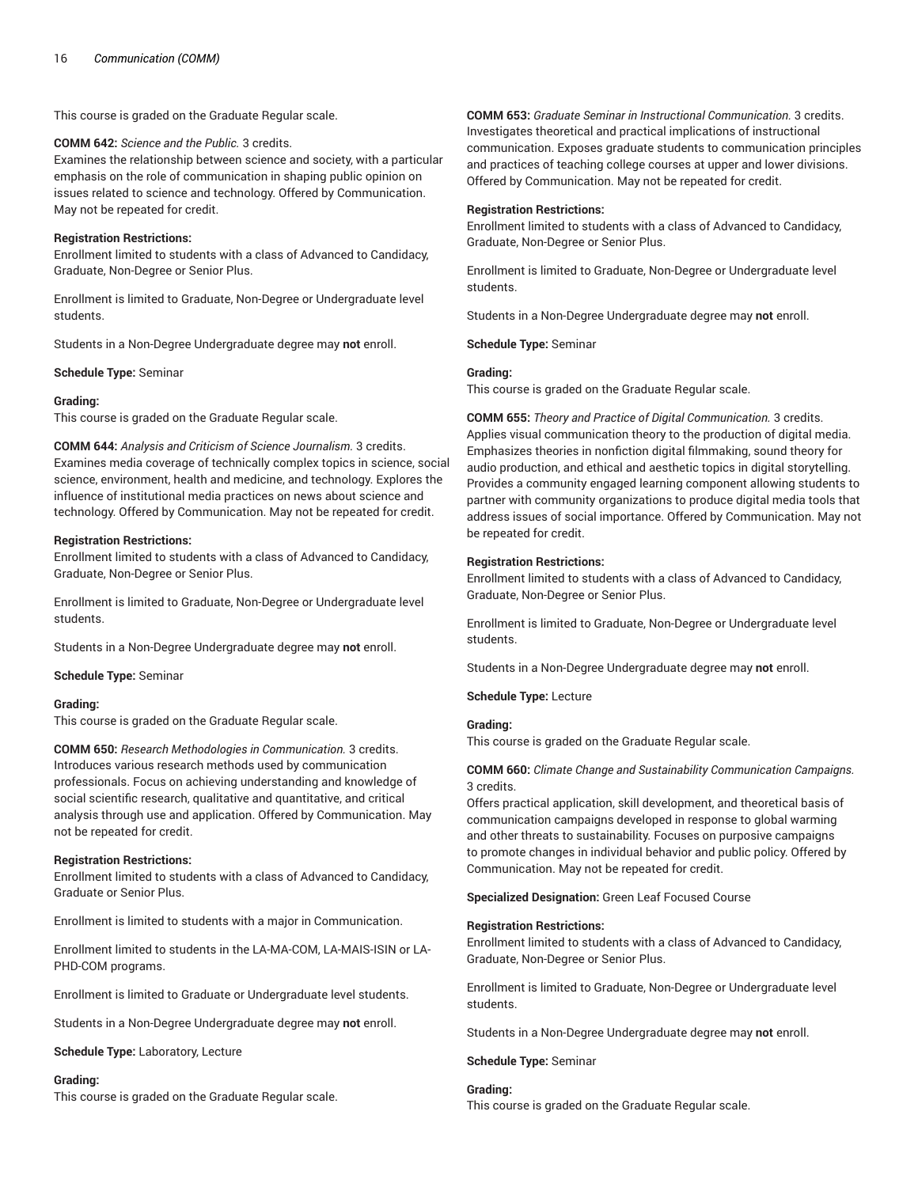This course is graded on the Graduate Regular scale.

**COMM 642:** *Science and the Public.* 3 credits.
Examines the relationship between science and society, with a particular emphasis on the role of communication in shaping public opinion on issues related to science and technology. Offered by Communication. May not be repeated for credit.

**Registration Restrictions:**
Enrollment limited to students with a class of Advanced to Candidacy, Graduate, Non-Degree or Senior Plus.

Enrollment is limited to Graduate, Non-Degree or Undergraduate level students.

Students in a Non-Degree Undergraduate degree may **not** enroll.

**Schedule Type:** Seminar

**Grading:**
This course is graded on the Graduate Regular scale.

**COMM 644:** *Analysis and Criticism of Science Journalism.* 3 credits.
Examines media coverage of technically complex topics in science, social science, environment, health and medicine, and technology. Explores the influence of institutional media practices on news about science and technology. Offered by Communication. May not be repeated for credit.

**Registration Restrictions:**
Enrollment limited to students with a class of Advanced to Candidacy, Graduate, Non-Degree or Senior Plus.

Enrollment is limited to Graduate, Non-Degree or Undergraduate level students.

Students in a Non-Degree Undergraduate degree may **not** enroll.

**Schedule Type:** Seminar

**Grading:**
This course is graded on the Graduate Regular scale.

**COMM 650:** *Research Methodologies in Communication.* 3 credits.
Introduces various research methods used by communication professionals. Focus on achieving understanding and knowledge of social scientific research, qualitative and quantitative, and critical analysis through use and application. Offered by Communication. May not be repeated for credit.

**Registration Restrictions:**
Enrollment limited to students with a class of Advanced to Candidacy, Graduate or Senior Plus.

Enrollment is limited to students with a major in Communication.

Enrollment limited to students in the LA-MA-COM, LA-MAIS-ISIN or LA-PHD-COM programs.

Enrollment is limited to Graduate or Undergraduate level students.

Students in a Non-Degree Undergraduate degree may **not** enroll.

**Schedule Type:** Laboratory, Lecture

**Grading:**
This course is graded on the Graduate Regular scale.

**COMM 653:** *Graduate Seminar in Instructional Communication.* 3 credits.
Investigates theoretical and practical implications of instructional communication. Exposes graduate students to communication principles and practices of teaching college courses at upper and lower divisions. Offered by Communication. May not be repeated for credit.

**Registration Restrictions:**
Enrollment limited to students with a class of Advanced to Candidacy, Graduate, Non-Degree or Senior Plus.

Enrollment is limited to Graduate, Non-Degree or Undergraduate level students.

Students in a Non-Degree Undergraduate degree may **not** enroll.

**Schedule Type:** Seminar

**Grading:**
This course is graded on the Graduate Regular scale.

**COMM 655:** *Theory and Practice of Digital Communication.* 3 credits.
Applies visual communication theory to the production of digital media. Emphasizes theories in nonfiction digital filmmaking, sound theory for audio production, and ethical and aesthetic topics in digital storytelling. Provides a community engaged learning component allowing students to partner with community organizations to produce digital media tools that address issues of social importance. Offered by Communication. May not be repeated for credit.

**Registration Restrictions:**
Enrollment limited to students with a class of Advanced to Candidacy, Graduate, Non-Degree or Senior Plus.

Enrollment is limited to Graduate, Non-Degree or Undergraduate level students.

Students in a Non-Degree Undergraduate degree may **not** enroll.

**Schedule Type:** Lecture

**Grading:**
This course is graded on the Graduate Regular scale.

**COMM 660:** *Climate Change and Sustainability Communication Campaigns.* 3 credits.
Offers practical application, skill development, and theoretical basis of communication campaigns developed in response to global warming and other threats to sustainability. Focuses on purposive campaigns to promote changes in individual behavior and public policy. Offered by Communication. May not be repeated for credit.

**Specialized Designation:** Green Leaf Focused Course

**Registration Restrictions:**
Enrollment limited to students with a class of Advanced to Candidacy, Graduate, Non-Degree or Senior Plus.

Enrollment is limited to Graduate, Non-Degree or Undergraduate level students.

Students in a Non-Degree Undergraduate degree may **not** enroll.

**Schedule Type:** Seminar

**Grading:**
This course is graded on the Graduate Regular scale.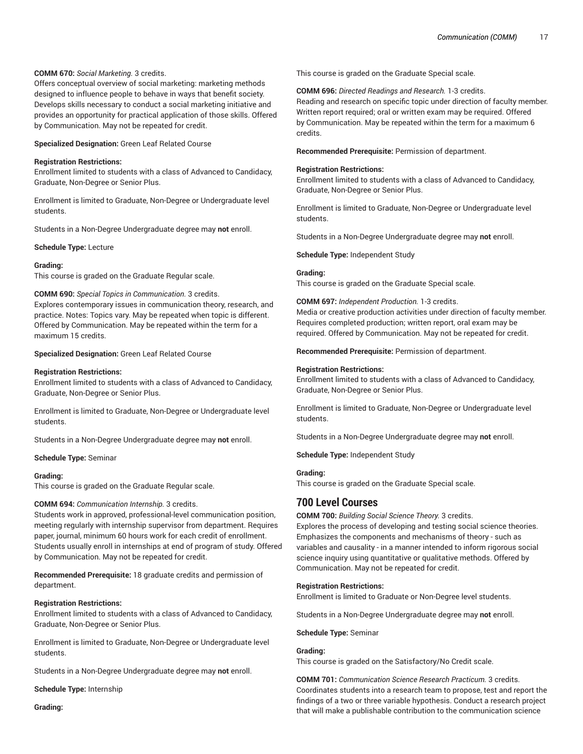**COMM 670:** *Social Marketing.* 3 credits.
Offers conceptual overview of social marketing: marketing methods designed to influence people to behave in ways that benefit society. Develops skills necessary to conduct a social marketing initiative and provides an opportunity for practical application of those skills. Offered by Communication. May not be repeated for credit.

**Specialized Designation:** Green Leaf Related Course

**Registration Restrictions:**
Enrollment limited to students with a class of Advanced to Candidacy, Graduate, Non-Degree or Senior Plus.

Enrollment is limited to Graduate, Non-Degree or Undergraduate level students.

Students in a Non-Degree Undergraduate degree may **not** enroll.

**Schedule Type:** Lecture

**Grading:**
This course is graded on the Graduate Regular scale.

**COMM 690:** *Special Topics in Communication.* 3 credits.
Explores contemporary issues in communication theory, research, and practice. Notes: Topics vary. May be repeated when topic is different. Offered by Communication. May be repeated within the term for a maximum 15 credits.

**Specialized Designation:** Green Leaf Related Course

**Registration Restrictions:**
Enrollment limited to students with a class of Advanced to Candidacy, Graduate, Non-Degree or Senior Plus.

Enrollment is limited to Graduate, Non-Degree or Undergraduate level students.

Students in a Non-Degree Undergraduate degree may **not** enroll.

**Schedule Type:** Seminar

**Grading:**
This course is graded on the Graduate Regular scale.

**COMM 694:** *Communication Internship.* 3 credits.
Students work in approved, professional-level communication position, meeting regularly with internship supervisor from department. Requires paper, journal, minimum 60 hours work for each credit of enrollment. Students usually enroll in internships at end of program of study. Offered by Communication. May not be repeated for credit.

**Recommended Prerequisite:** 18 graduate credits and permission of department.

**Registration Restrictions:**
Enrollment limited to students with a class of Advanced to Candidacy, Graduate, Non-Degree or Senior Plus.

Enrollment is limited to Graduate, Non-Degree or Undergraduate level students.

Students in a Non-Degree Undergraduate degree may **not** enroll.

**Schedule Type:** Internship

**Grading:**
This course is graded on the Graduate Special scale.

**COMM 696:** *Directed Readings and Research.* 1-3 credits.
Reading and research on specific topic under direction of faculty member. Written report required; oral or written exam may be required. Offered by Communication. May be repeated within the term for a maximum 6 credits.

**Recommended Prerequisite:** Permission of department.

**Registration Restrictions:**
Enrollment limited to students with a class of Advanced to Candidacy, Graduate, Non-Degree or Senior Plus.

Enrollment is limited to Graduate, Non-Degree or Undergraduate level students.

Students in a Non-Degree Undergraduate degree may **not** enroll.

**Schedule Type:** Independent Study

**Grading:**
This course is graded on the Graduate Special scale.

**COMM 697:** *Independent Production.* 1-3 credits.
Media or creative production activities under direction of faculty member. Requires completed production; written report, oral exam may be required. Offered by Communication. May not be repeated for credit.

**Recommended Prerequisite:** Permission of department.

**Registration Restrictions:**
Enrollment limited to students with a class of Advanced to Candidacy, Graduate, Non-Degree or Senior Plus.

Enrollment is limited to Graduate, Non-Degree or Undergraduate level students.

Students in a Non-Degree Undergraduate degree may **not** enroll.

**Schedule Type:** Independent Study

**Grading:**
This course is graded on the Graduate Special scale.

## 700 Level Courses

**COMM 700:** *Building Social Science Theory.* 3 credits.
Explores the process of developing and testing social science theories. Emphasizes the components and mechanisms of theory - such as variables and causality - in a manner intended to inform rigorous social science inquiry using quantitative or qualitative methods. Offered by Communication. May not be repeated for credit.

**Registration Restrictions:**
Enrollment is limited to Graduate or Non-Degree level students.

Students in a Non-Degree Undergraduate degree may **not** enroll.

**Schedule Type:** Seminar

**Grading:**
This course is graded on the Satisfactory/No Credit scale.

**COMM 701:** *Communication Science Research Practicum.* 3 credits.
Coordinates students into a research team to propose, test and report the findings of a two or three variable hypothesis. Conduct a research project that will make a publishable contribution to the communication science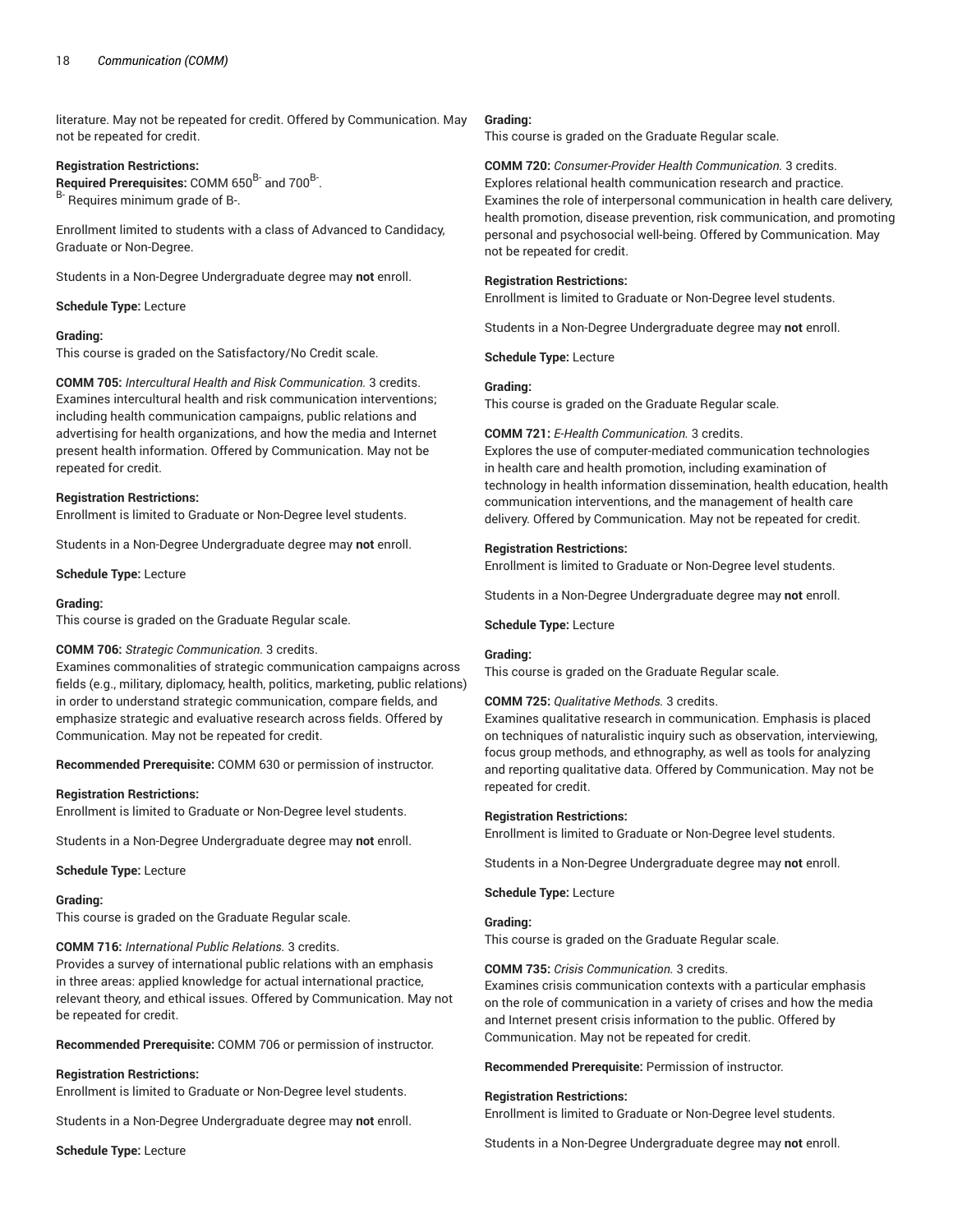literature. May not be repeated for credit. Offered by Communication. May not be repeated for credit.

**Registration Restrictions:**
**Required Prerequisites:** COMM 650[B-] and 700[B-].
[B-] Requires minimum grade of B-.

Enrollment limited to students with a class of Advanced to Candidacy, Graduate or Non-Degree.

Students in a Non-Degree Undergraduate degree may **not** enroll.

**Schedule Type:** Lecture

**Grading:**
This course is graded on the Satisfactory/No Credit scale.

**COMM 705:** *Intercultural Health and Risk Communication.* 3 credits.
Examines intercultural health and risk communication interventions; including health communication campaigns, public relations and advertising for health organizations, and how the media and Internet present health information. Offered by Communication. May not be repeated for credit.

**Registration Restrictions:**
Enrollment is limited to Graduate or Non-Degree level students.

Students in a Non-Degree Undergraduate degree may **not** enroll.

**Schedule Type:** Lecture

**Grading:**
This course is graded on the Graduate Regular scale.

**COMM 706:** *Strategic Communication.* 3 credits.
Examines commonalities of strategic communication campaigns across fields (e.g., military, diplomacy, health, politics, marketing, public relations) in order to understand strategic communication, compare fields, and emphasize strategic and evaluative research across fields. Offered by Communication. May not be repeated for credit.

**Recommended Prerequisite:** COMM 630 or permission of instructor.

**Registration Restrictions:**
Enrollment is limited to Graduate or Non-Degree level students.

Students in a Non-Degree Undergraduate degree may **not** enroll.

**Schedule Type:** Lecture

**Grading:**
This course is graded on the Graduate Regular scale.

**COMM 716:** *International Public Relations.* 3 credits.
Provides a survey of international public relations with an emphasis in three areas: applied knowledge for actual international practice, relevant theory, and ethical issues. Offered by Communication. May not be repeated for credit.

**Recommended Prerequisite:** COMM 706 or permission of instructor.

**Registration Restrictions:**
Enrollment is limited to Graduate or Non-Degree level students.

Students in a Non-Degree Undergraduate degree may **not** enroll.

**Schedule Type:** Lecture

**Grading:**
This course is graded on the Graduate Regular scale.

**COMM 720:** *Consumer-Provider Health Communication.* 3 credits.
Explores relational health communication research and practice. Examines the role of interpersonal communication in health care delivery, health promotion, disease prevention, risk communication, and promoting personal and psychosocial well-being. Offered by Communication. May not be repeated for credit.

**Registration Restrictions:**
Enrollment is limited to Graduate or Non-Degree level students.

Students in a Non-Degree Undergraduate degree may **not** enroll.

**Schedule Type:** Lecture

**Grading:**
This course is graded on the Graduate Regular scale.

**COMM 721:** *E-Health Communication.* 3 credits.
Explores the use of computer-mediated communication technologies in health care and health promotion, including examination of technology in health information dissemination, health education, health communication interventions, and the management of health care delivery. Offered by Communication. May not be repeated for credit.

**Registration Restrictions:**
Enrollment is limited to Graduate or Non-Degree level students.

Students in a Non-Degree Undergraduate degree may **not** enroll.

**Schedule Type:** Lecture

**Grading:**
This course is graded on the Graduate Regular scale.

**COMM 725:** *Qualitative Methods.* 3 credits.
Examines qualitative research in communication. Emphasis is placed on techniques of naturalistic inquiry such as observation, interviewing, focus group methods, and ethnography, as well as tools for analyzing and reporting qualitative data. Offered by Communication. May not be repeated for credit.

**Registration Restrictions:**
Enrollment is limited to Graduate or Non-Degree level students.

Students in a Non-Degree Undergraduate degree may **not** enroll.

**Schedule Type:** Lecture

**Grading:**
This course is graded on the Graduate Regular scale.

**COMM 735:** *Crisis Communication.* 3 credits.
Examines crisis communication contexts with a particular emphasis on the role of communication in a variety of crises and how the media and Internet present crisis information to the public. Offered by Communication. May not be repeated for credit.

**Recommended Prerequisite:** Permission of instructor.

**Registration Restrictions:**
Enrollment is limited to Graduate or Non-Degree level students.

Students in a Non-Degree Undergraduate degree may **not** enroll.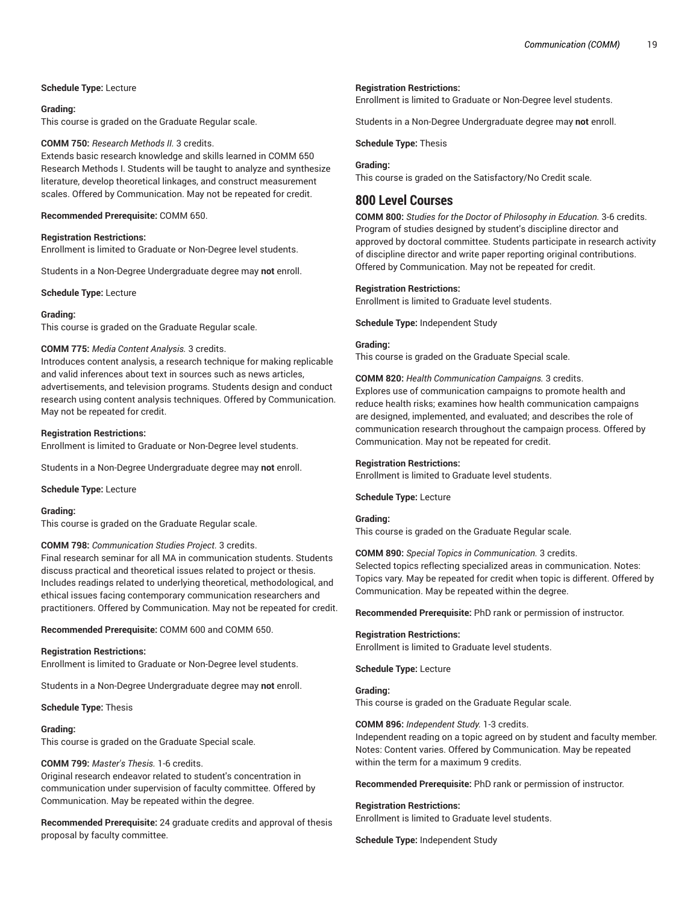**Schedule Type:** Lecture

**Grading:**
This course is graded on the Graduate Regular scale.

**COMM 750:** *Research Methods II.* 3 credits.
Extends basic research knowledge and skills learned in COMM 650 Research Methods I. Students will be taught to analyze and synthesize literature, develop theoretical linkages, and construct measurement scales. Offered by Communication. May not be repeated for credit.

**Recommended Prerequisite:** COMM 650.

**Registration Restrictions:**
Enrollment is limited to Graduate or Non-Degree level students.

Students in a Non-Degree Undergraduate degree may **not** enroll.

**Schedule Type:** Lecture

**Grading:**
This course is graded on the Graduate Regular scale.

**COMM 775:** *Media Content Analysis.* 3 credits.
Introduces content analysis, a research technique for making replicable and valid inferences about text in sources such as news articles, advertisements, and television programs. Students design and conduct research using content analysis techniques. Offered by Communication. May not be repeated for credit.

**Registration Restrictions:**
Enrollment is limited to Graduate or Non-Degree level students.

Students in a Non-Degree Undergraduate degree may **not** enroll.

**Schedule Type:** Lecture

**Grading:**
This course is graded on the Graduate Regular scale.

**COMM 798:** *Communication Studies Project.* 3 credits.
Final research seminar for all MA in communication students. Students discuss practical and theoretical issues related to project or thesis. Includes readings related to underlying theoretical, methodological, and ethical issues facing contemporary communication researchers and practitioners. Offered by Communication. May not be repeated for credit.

**Recommended Prerequisite:** COMM 600 and COMM 650.

**Registration Restrictions:**
Enrollment is limited to Graduate or Non-Degree level students.

Students in a Non-Degree Undergraduate degree may **not** enroll.

**Schedule Type:** Thesis

**Grading:**
This course is graded on the Graduate Special scale.

**COMM 799:** *Master's Thesis.* 1-6 credits.
Original research endeavor related to student's concentration in communication under supervision of faculty committee. Offered by Communication. May be repeated within the degree.

**Recommended Prerequisite:** 24 graduate credits and approval of thesis proposal by faculty committee.

**Registration Restrictions:**
Enrollment is limited to Graduate or Non-Degree level students.

Students in a Non-Degree Undergraduate degree may **not** enroll.

**Schedule Type:** Thesis

**Grading:**
This course is graded on the Satisfactory/No Credit scale.

## 800 Level Courses

**COMM 800:** *Studies for the Doctor of Philosophy in Education.* 3-6 credits.
Program of studies designed by student's discipline director and approved by doctoral committee. Students participate in research activity of discipline director and write paper reporting original contributions. Offered by Communication. May not be repeated for credit.

**Registration Restrictions:**
Enrollment is limited to Graduate level students.

**Schedule Type:** Independent Study

**Grading:**
This course is graded on the Graduate Special scale.

**COMM 820:** *Health Communication Campaigns.* 3 credits.
Explores use of communication campaigns to promote health and reduce health risks; examines how health communication campaigns are designed, implemented, and evaluated; and describes the role of communication research throughout the campaign process. Offered by Communication. May not be repeated for credit.

**Registration Restrictions:**
Enrollment is limited to Graduate level students.

**Schedule Type:** Lecture

**Grading:**
This course is graded on the Graduate Regular scale.

**COMM 890:** *Special Topics in Communication.* 3 credits.
Selected topics reflecting specialized areas in communication. Notes: Topics vary. May be repeated for credit when topic is different. Offered by Communication. May be repeated within the degree.

**Recommended Prerequisite:** PhD rank or permission of instructor.

**Registration Restrictions:**
Enrollment is limited to Graduate level students.

**Schedule Type:** Lecture

**Grading:**
This course is graded on the Graduate Regular scale.

**COMM 896:** *Independent Study.* 1-3 credits.
Independent reading on a topic agreed on by student and faculty member. Notes: Content varies. Offered by Communication. May be repeated within the term for a maximum 9 credits.

**Recommended Prerequisite:** PhD rank or permission of instructor.

**Registration Restrictions:**
Enrollment is limited to Graduate level students.

**Schedule Type:** Independent Study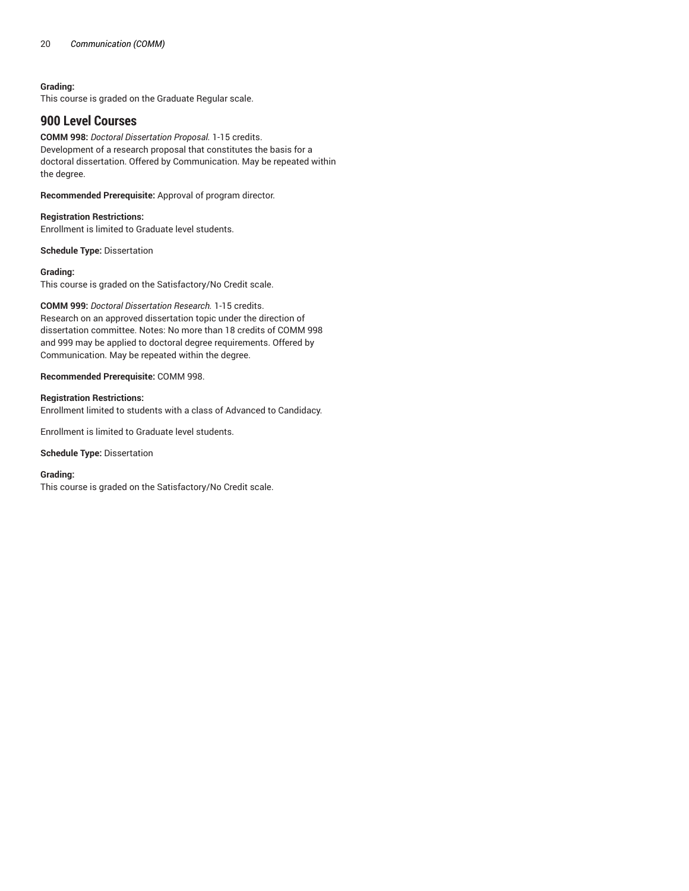**Grading:**
This course is graded on the Graduate Regular scale.

## 900 Level Courses

**COMM 998:** *Doctoral Dissertation Proposal.* 1-15 credits.
Development of a research proposal that constitutes the basis for a doctoral dissertation. Offered by Communication. May be repeated within the degree.

**Recommended Prerequisite:** Approval of program director.

**Registration Restrictions:**
Enrollment is limited to Graduate level students.

**Schedule Type:** Dissertation

**Grading:**
This course is graded on the Satisfactory/No Credit scale.

**COMM 999:** *Doctoral Dissertation Research.* 1-15 credits.
Research on an approved dissertation topic under the direction of dissertation committee. Notes: No more than 18 credits of COMM 998 and 999 may be applied to doctoral degree requirements. Offered by Communication. May be repeated within the degree.

**Recommended Prerequisite:** COMM 998.

**Registration Restrictions:**
Enrollment limited to students with a class of Advanced to Candidacy.

Enrollment is limited to Graduate level students.

**Schedule Type:** Dissertation

**Grading:**
This course is graded on the Satisfactory/No Credit scale.